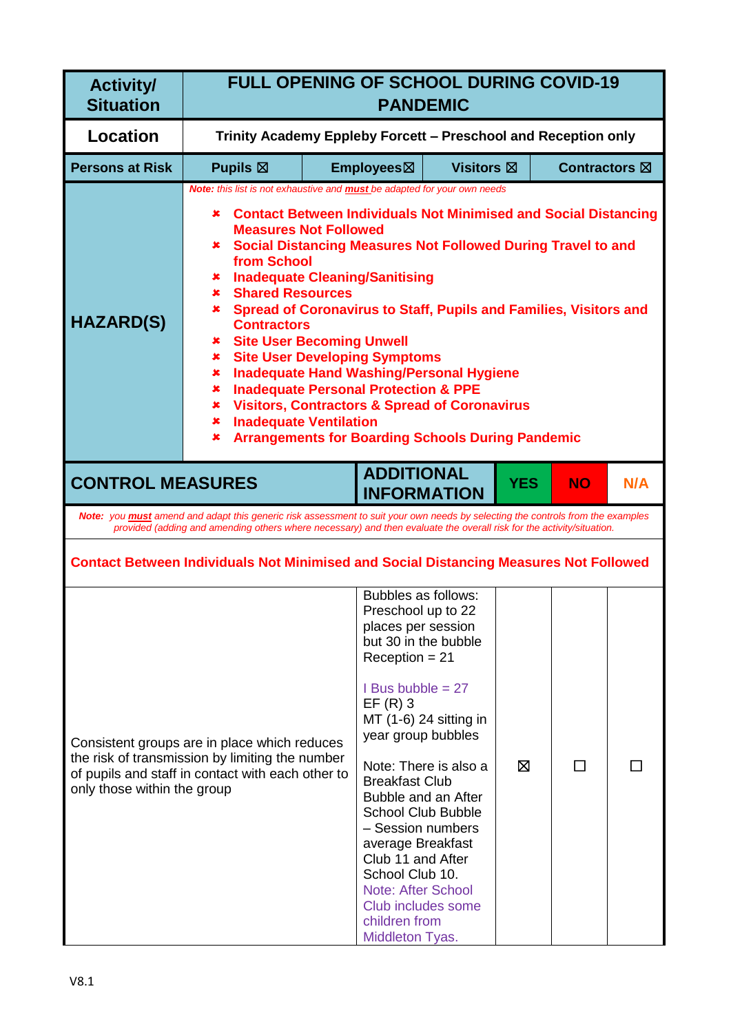| Activity/ Situation | FULL OPENING OF SCHOOL DURING COVID-19 PANDEMIC | | | |
|---|---|---|---|---|
| **Location** | **Trinity Academy Eppleby Forcett – Preschool and Reception only** | | | |
| **Persons at Risk** | **Pupils ☒** | **Employees☒** | **Visitors ☒** | **Contractors ☒** |

**HAZARD(S)**

*Note: this list is not exhaustive and **must** be adapted for your own needs*

- **Contact Between Individuals Not Minimised and Social Distancing Measures Not Followed**
- **Social Distancing Measures Not Followed During Travel to and from School**
- **Inadequate Cleaning/Sanitising**
- **Shared Resources**
- **Spread of Coronavirus to Staff, Pupils and Families, Visitors and Contractors**
- **Site User Becoming Unwell**
- **Site User Developing Symptoms**
- **Inadequate Hand Washing/Personal Hygiene**
- **Inadequate Personal Protection & PPE**
- **Visitors, Contractors & Spread of Coronavirus**
- **Inadequate Ventilation**
- **Arrangements for Boarding Schools During Pandemic**

| CONTROL MEASURES | ADDITIONAL INFORMATION | YES | NO | N/A |
|---|---|---|---|---|
| *Note: you **must** amend and adapt this generic risk assessment to suit your own needs by selecting the controls from the examples provided (adding and amending others where necessary) and then evaluate the overall risk for the activity/situation.* | | | | |
| **Contact Between Individuals Not Minimised and Social Distancing Measures Not Followed** | | | | |
| Consistent groups are in place which reduces the risk of transmission by limiting the number of pupils and staff in contact with each other to only those within the group | Bubbles as follows:<br>Preschool up to 22 places per session but 30 in the bubble<br>Reception = 21<br><br>I Bus bubble = 27<br>EF (R) 3<br>MT (1-6) 24 sitting in year group bubbles<br><br>Note: There is also a Breakfast Club Bubble and an After School Club Bubble – Session numbers average Breakfast Club 11 and After School Club 10.<br>Note: After School Club includes some children from Middleton Tyas. | ☒ | ☐ | ☐ |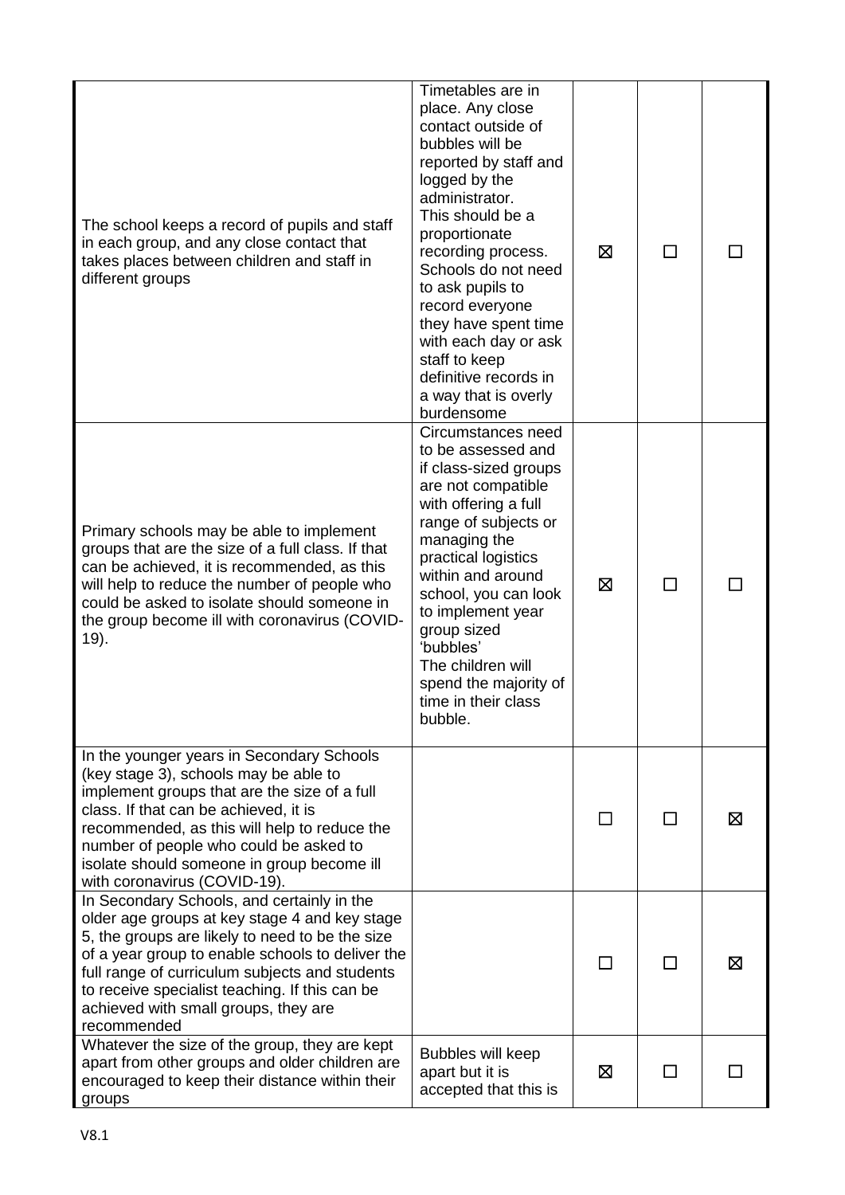| | | | | |
|---|---|---|---|---|
| The school keeps a record of pupils and staff in each group, and any close contact that takes places between children and staff in different groups | Timetables are in place. Any close contact outside of bubbles will be reported by staff and logged by the administrator. This should be a proportionate recording process. Schools do not need to ask pupils to record everyone they have spent time with each day or ask staff to keep definitive records in a way that is overly burdensome | ☒ | ☐ | ☐ |
| Primary schools may be able to implement groups that are the size of a full class. If that can be achieved, it is recommended, as this will help to reduce the number of people who could be asked to isolate should someone in the group become ill with coronavirus (COVID-19). | Circumstances need to be assessed and if class-sized groups are not compatible with offering a full range of subjects or managing the practical logistics within and around school, you can look to implement year group sized 'bubbles' The children will spend the majority of time in their class bubble. | ☒ | ☐ | ☐ |
| In the younger years in Secondary Schools (key stage 3), schools may be able to implement groups that are the size of a full class. If that can be achieved, it is recommended, as this will help to reduce the number of people who could be asked to isolate should someone in group become ill with coronavirus (COVID-19). | | ☐ | ☐ | ☒ |
| In Secondary Schools, and certainly in the older age groups at key stage 4 and key stage 5, the groups are likely to need to be the size of a year group to enable schools to deliver the full range of curriculum subjects and students to receive specialist teaching. If this can be achieved with small groups, they are recommended | | ☐ | ☐ | ☒ |
| Whatever the size of the group, they are kept apart from other groups and older children are encouraged to keep their distance within their groups | Bubbles will keep apart but it is accepted that this is | ☒ | ☐ | ☐ |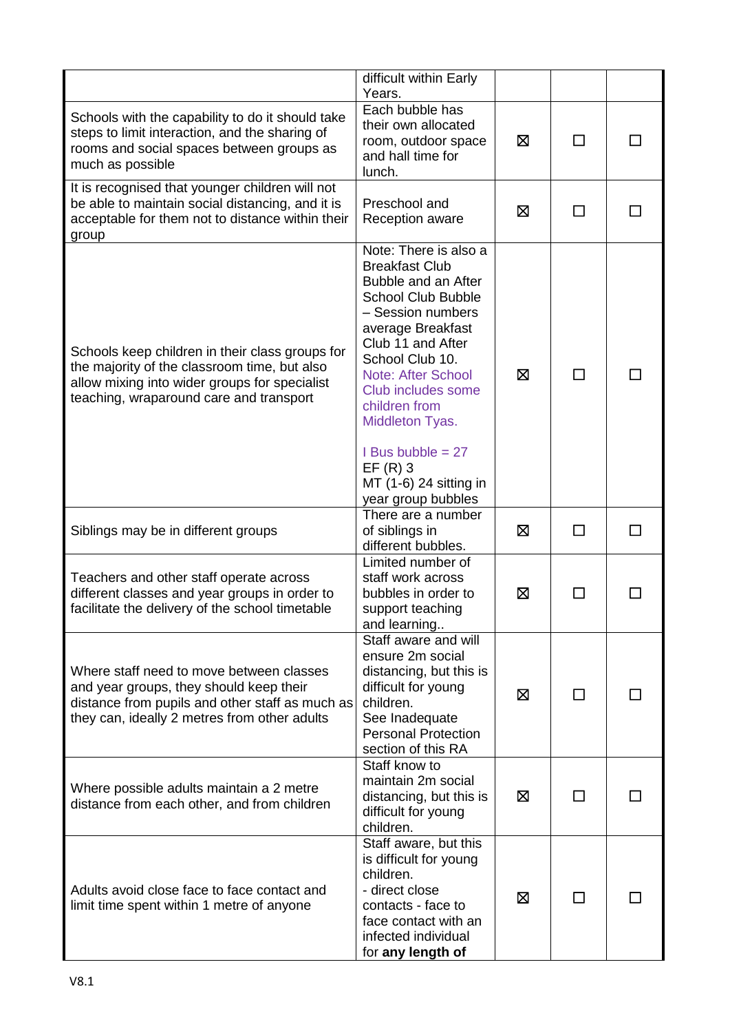| | | | | |
|---|---|---|---|---|
| | difficult within Early Years. | | | |
| Schools with the capability to do it should take steps to limit interaction, and the sharing of rooms and social spaces between groups as much as possible | Each bubble has their own allocated room, outdoor space and hall time for lunch. | ☒ | ☐ | ☐ |
| It is recognised that younger children will not be able to maintain social distancing, and it is acceptable for them not to distance within their group | Preschool and Reception aware | ☒ | ☐ | ☐ |
| Schools keep children in their class groups for the majority of the classroom time, but also allow mixing into wider groups for specialist teaching, wraparound care and transport | Note: There is also a Breakfast Club Bubble and an After School Club Bubble – Session numbers average Breakfast Club 11 and After School Club 10. Note: After School Club includes some children from Middleton Tyas.<br><br>I Bus bubble = 27<br>EF (R) 3<br>MT (1-6) 24 sitting in year group bubbles | ☒ | ☐ | ☐ |
| Siblings may be in different groups | There are a number of siblings in different bubbles. | ☒ | ☐ | ☐ |
| Teachers and other staff operate across different classes and year groups in order to facilitate the delivery of the school timetable | Limited number of staff work across bubbles in order to support teaching and learning.. | ☒ | ☐ | ☐ |
| Where staff need to move between classes and year groups, they should keep their distance from pupils and other staff as much as they can, ideally 2 metres from other adults | Staff aware and will ensure 2m social distancing, but this is difficult for young children.<br>See Inadequate Personal Protection section of this RA | ☒ | ☐ | ☐ |
| Where possible adults maintain a 2 metre distance from each other, and from children | Staff know to maintain 2m social distancing, but this is difficult for young children. | ☒ | ☐ | ☐ |
| Adults avoid close face to face contact and limit time spent within 1 metre of anyone | Staff aware, but this is difficult for young children.<br>- direct close contacts - face to face contact with an infected individual for **any length of** | ☒ | ☐ | ☐ |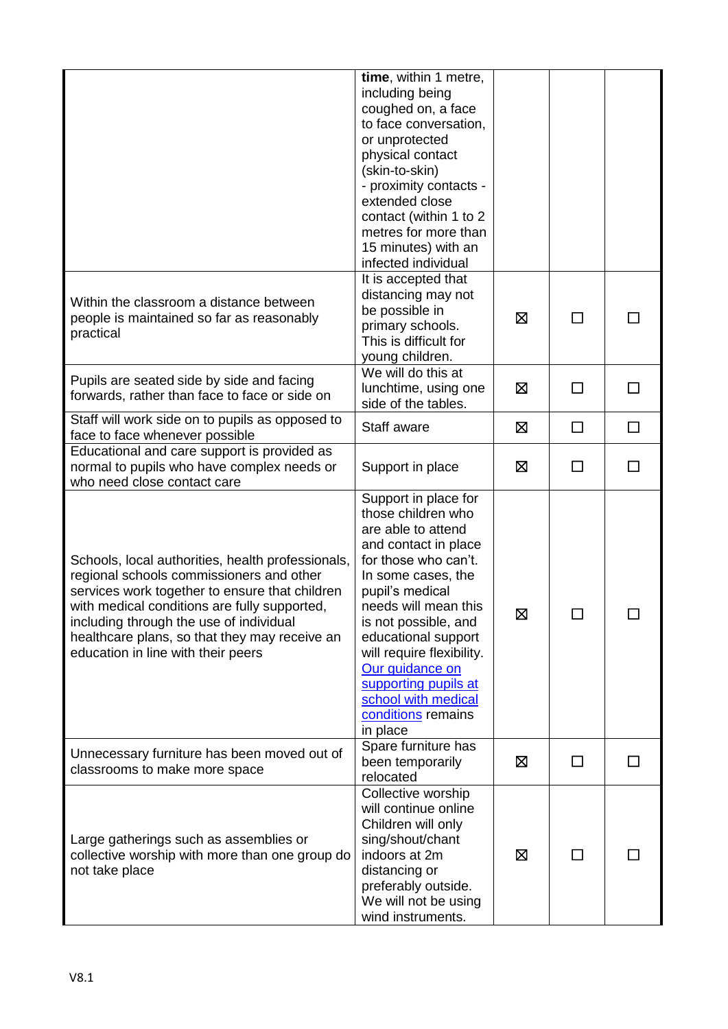| | | | | |
|---|---|---|---|---|
| | **time**, within 1 metre, including being coughed on, a face to face conversation, or unprotected physical contact (skin-to-skin)<br>- proximity contacts - extended close contact (within 1 to 2 metres for more than 15 minutes) with an infected individual | | | |
| Within the classroom a distance between people is maintained so far as reasonably practical | It is accepted that distancing may not be possible in primary schools. This is difficult for young children. | ☒ | ☐ | ☐ |
| Pupils are seated side by side and facing forwards, rather than face to face or side on | We will do this at lunchtime, using one side of the tables. | ☒ | ☐ | ☐ |
| Staff will work side on to pupils as opposed to face to face whenever possible | Staff aware | ☒ | ☐ | ☐ |
| Educational and care support is provided as normal to pupils who have complex needs or who need close contact care | Support in place | ☒ | ☐ | ☐ |
| Schools, local authorities, health professionals, regional schools commissioners and other services work together to ensure that children with medical conditions are fully supported, including through the use of individual healthcare plans, so that they may receive an education in line with their peers | Support in place for those children who are able to attend and contact in place for those who can't. In some cases, the pupil's medical needs will mean this is not possible, and educational support will require flexibility. [Our guidance on supporting pupils at school with medical conditions]() remains in place | ☒ | ☐ | ☐ |
| Unnecessary furniture has been moved out of classrooms to make more space | Spare furniture has been temporarily relocated | ☒ | ☐ | ☐ |
| Large gatherings such as assemblies or collective worship with more than one group do not take place | Collective worship will continue online Children will only sing/shout/chant indoors at 2m distancing or preferably outside. We will not be using wind instruments. | ☒ | ☐ | ☐ |

V8.1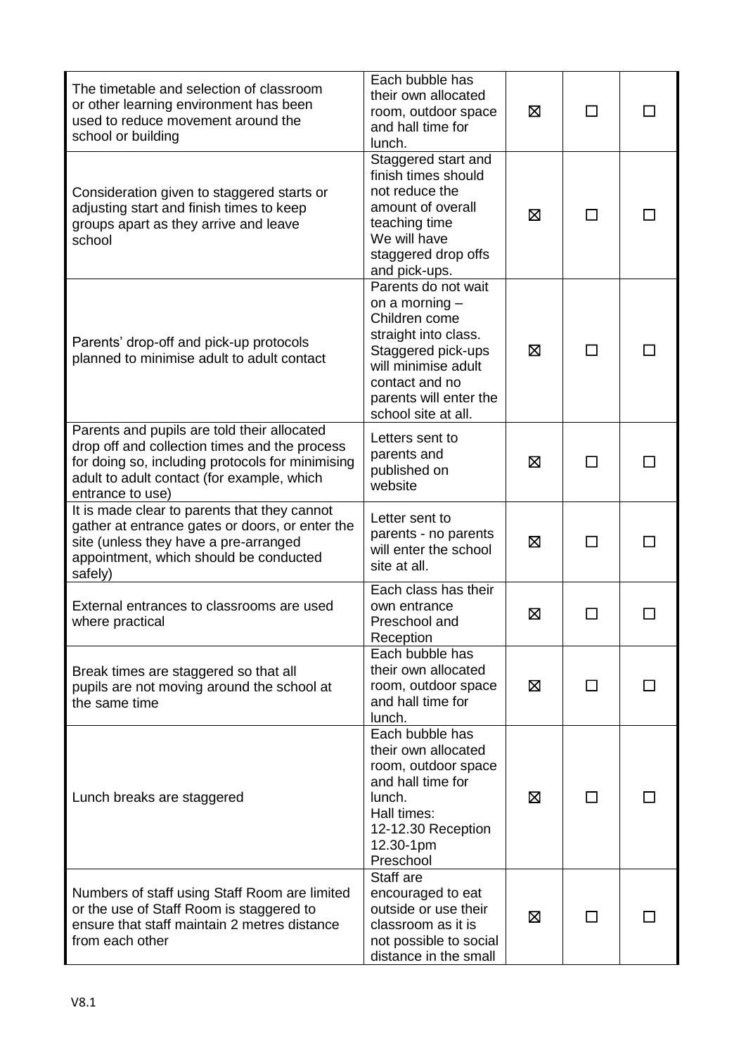| | | | | |
|---|---|---|---|---|
| The timetable and selection of classroom or other learning environment has been used to reduce movement around the school or building | Each bubble has their own allocated room, outdoor space and hall time for lunch. | ☒ | ☐ | ☐ |
| Consideration given to staggered starts or adjusting start and finish times to keep groups apart as they arrive and leave school | Staggered start and finish times should not reduce the amount of overall teaching time<br>We will have staggered drop offs and pick-ups. | ☒ | ☐ | ☐ |
| Parents' drop-off and pick-up protocols planned to minimise adult to adult contact | Parents do not wait on a morning – Children come straight into class. Staggered pick-ups will minimise adult contact and no parents will enter the school site at all. | ☒ | ☐ | ☐ |
| Parents and pupils are told their allocated drop off and collection times and the process for doing so, including protocols for minimising adult to adult contact (for example, which entrance to use) | Letters sent to parents and published on website | ☒ | ☐ | ☐ |
| It is made clear to parents that they cannot gather at entrance gates or doors, or enter the site (unless they have a pre-arranged appointment, which should be conducted safely) | Letter sent to parents - no parents will enter the school site at all. | ☒ | ☐ | ☐ |
| External entrances to classrooms are used where practical | Each class has their own entrance Preschool and Reception | ☒ | ☐ | ☐ |
| Break times are staggered so that all pupils are not moving around the school at the same time | Each bubble has their own allocated room, outdoor space and hall time for lunch. | ☒ | ☐ | ☐ |
| Lunch breaks are staggered | Each bubble has their own allocated room, outdoor space and hall time for lunch.<br>Hall times:<br>12-12.30 Reception<br>12.30-1pm Preschool | ☒ | ☐ | ☐ |
| Numbers of staff using Staff Room are limited or the use of Staff Room is staggered to ensure that staff maintain 2 metres distance from each other | Staff are encouraged to eat outside or use their classroom as it is not possible to social distance in the small | ☒ | ☐ | ☐ |

V8.1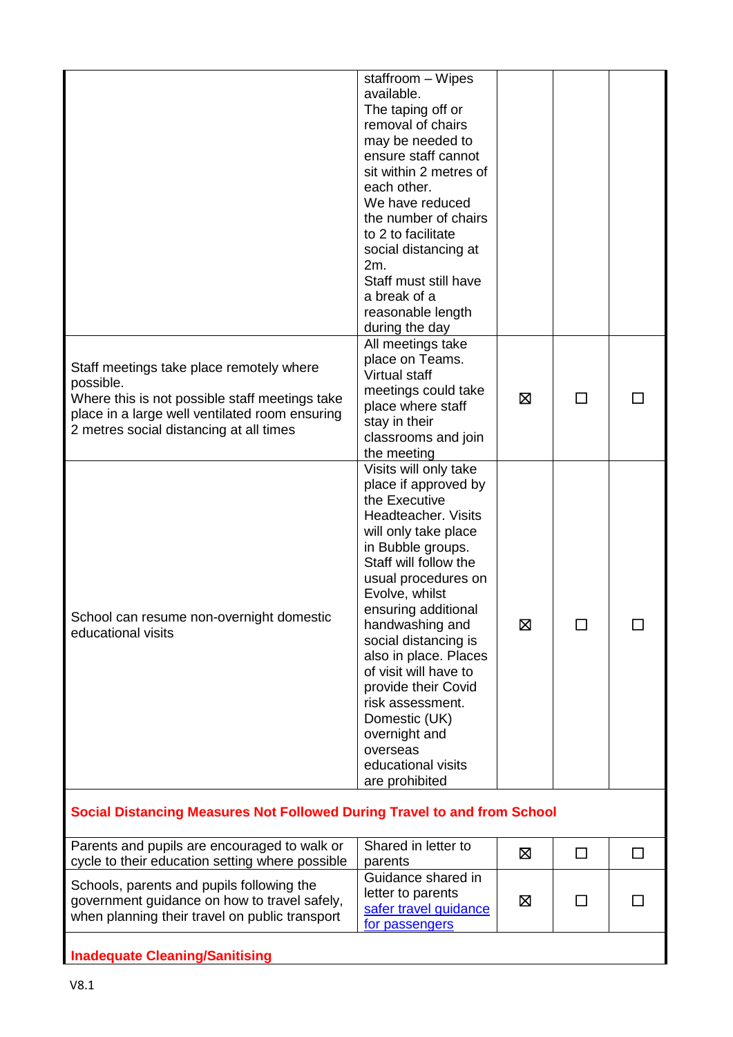| | | | | |
|---|---|---|---|---|
| | staffroom – Wipes available.<br>The taping off or removal of chairs may be needed to ensure staff cannot sit within 2 metres of each other.<br>We have reduced the number of chairs to 2 to facilitate social distancing at 2m.<br>Staff must still have a break of a reasonable length during the day | | | |
| Staff meetings take place remotely where possible.<br>Where this is not possible staff meetings take place in a large well ventilated room ensuring 2 metres social distancing at all times | All meetings take place on Teams. Virtual staff meetings could take place where staff stay in their classrooms and join the meeting | ☒ | ☐ | ☐ |
| School can resume non-overnight domestic educational visits | Visits will only take place if approved by the Executive Headteacher. Visits will only take place in Bubble groups. Staff will follow the usual procedures on Evolve, whilst ensuring additional handwashing and social distancing is also in place. Places of visit will have to provide their Covid risk assessment. Domestic (UK) overnight and overseas educational visits are prohibited | ☒ | ☐ | ☐ |
| **Social Distancing Measures Not Followed During Travel to and from School** | | | | |
| Parents and pupils are encouraged to walk or cycle to their education setting where possible | Shared in letter to parents | ☒ | ☐ | ☐ |
| Schools, parents and pupils following the government guidance on how to travel safely, when planning their travel on public transport | Guidance shared in letter to parents safer travel guidance for passengers | ☒ | ☐ | ☐ |
| **Inadequate Cleaning/Sanitising** | | | | |

V8.1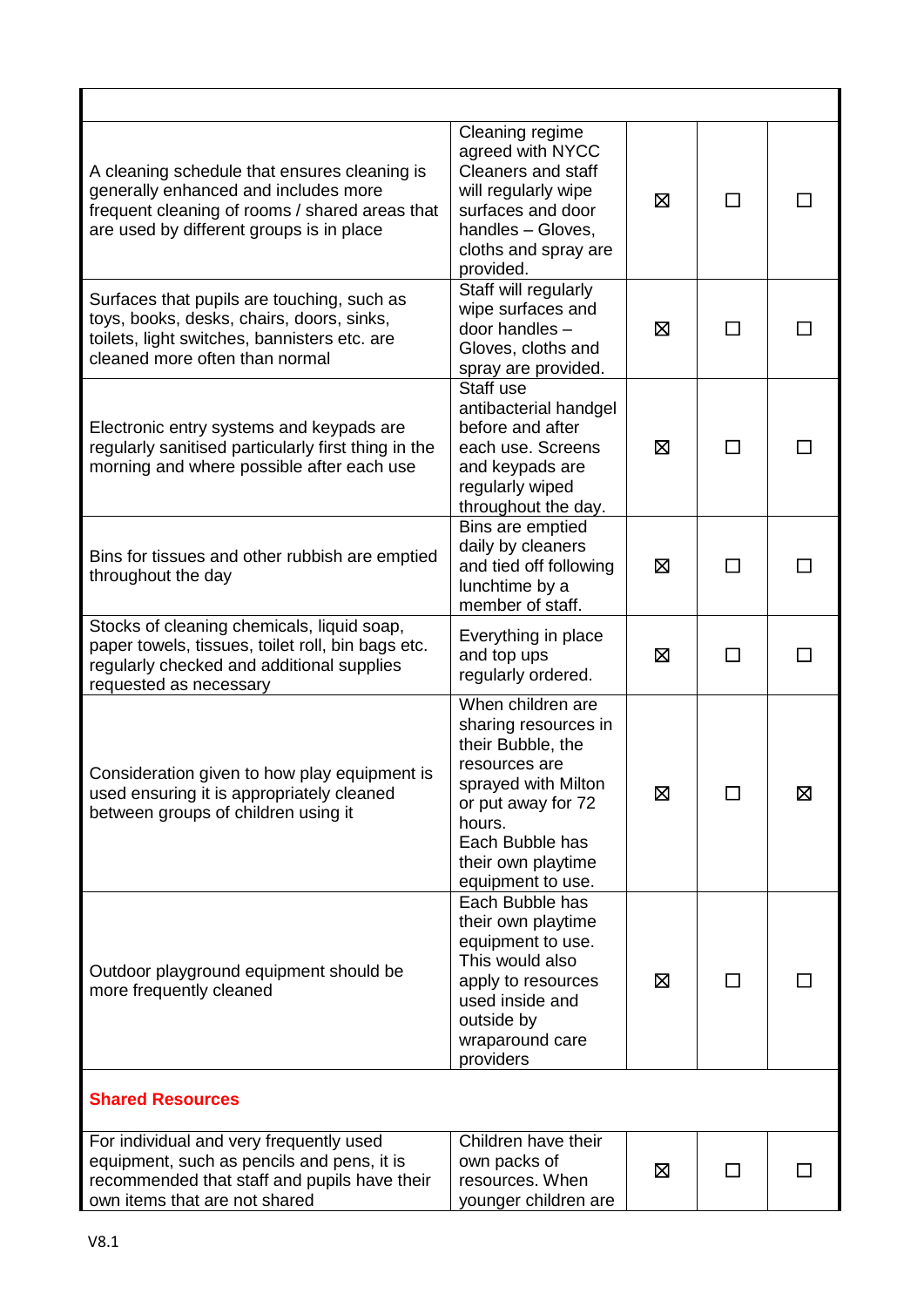| | | | | |
|---|---|---|---|---|
| A cleaning schedule that ensures cleaning is generally enhanced and includes more frequent cleaning of rooms / shared areas that are used by different groups is in place | Cleaning regime agreed with NYCC Cleaners and staff will regularly wipe surfaces and door handles – Gloves, cloths and spray are provided. | ☒ | ☐ | ☐ |
| Surfaces that pupils are touching, such as toys, books, desks, chairs, doors, sinks, toilets, light switches, bannisters etc. are cleaned more often than normal | Staff will regularly wipe surfaces and door handles – Gloves, cloths and spray are provided. | ☒ | ☐ | ☐ |
| Electronic entry systems and keypads are regularly sanitised particularly first thing in the morning and where possible after each use | Staff use antibacterial handgel before and after each use. Screens and keypads are regularly wiped throughout the day. | ☒ | ☐ | ☐ |
| Bins for tissues and other rubbish are emptied throughout the day | Bins are emptied daily by cleaners and tied off following lunchtime by a member of staff. | ☒ | ☐ | ☐ |
| Stocks of cleaning chemicals, liquid soap, paper towels, tissues, toilet roll, bin bags etc. regularly checked and additional supplies requested as necessary | Everything in place and top ups regularly ordered. | ☒ | ☐ | ☐ |
| Consideration given to how play equipment is used ensuring it is appropriately cleaned between groups of children using it | When children are sharing resources in their Bubble, the resources are sprayed with Milton or put away for 72 hours. Each Bubble has their own playtime equipment to use. | ☒ | ☐ | ☒ |
| Outdoor playground equipment should be more frequently cleaned | Each Bubble has their own playtime equipment to use. This would also apply to resources used inside and outside by wraparound care providers | ☒ | ☐ | ☐ |
| **Shared Resources** | | | | |
| For individual and very frequently used equipment, such as pencils and pens, it is recommended that staff and pupils have their own items that are not shared | Children have their own packs of resources. When younger children are | ☒ | ☐ | ☐ |

V8.1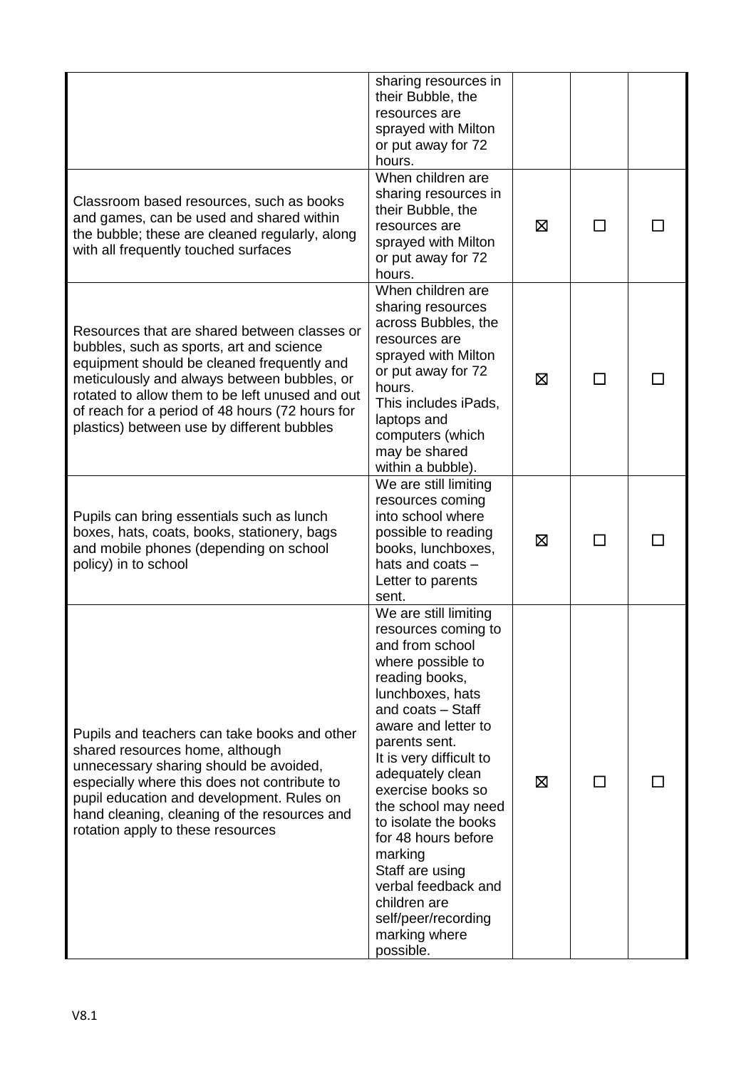| | | | | |
|---|---|---|---|---|
| | sharing resources in their Bubble, the resources are sprayed with Milton or put away for 72 hours. | | | |
| Classroom based resources, such as books and games, can be used and shared within the bubble; these are cleaned regularly, along with all frequently touched surfaces | When children are sharing resources in their Bubble, the resources are sprayed with Milton or put away for 72 hours. | ☒ | ☐ | ☐ |
| Resources that are shared between classes or bubbles, such as sports, art and science equipment should be cleaned frequently and meticulously and always between bubbles, or rotated to allow them to be left unused and out of reach for a period of 48 hours (72 hours for plastics) between use by different bubbles | When children are sharing resources across Bubbles, the resources are sprayed with Milton or put away for 72 hours. This includes iPads, laptops and computers (which may be shared within a bubble). | ☒ | ☐ | ☐ |
| Pupils can bring essentials such as lunch boxes, hats, coats, books, stationery, bags and mobile phones (depending on school policy) in to school | We are still limiting resources coming into school where possible to reading books, lunchboxes, hats and coats – Letter to parents sent. | ☒ | ☐ | ☐ |
| Pupils and teachers can take books and other shared resources home, although unnecessary sharing should be avoided, especially where this does not contribute to pupil education and development. Rules on hand cleaning, cleaning of the resources and rotation apply to these resources | We are still limiting resources coming to and from school where possible to reading books, lunchboxes, hats and coats – Staff aware and letter to parents sent. It is very difficult to adequately clean exercise books so the school may need to isolate the books for 48 hours before marking Staff are using verbal feedback and children are self/peer/recording marking where possible. | ☒ | ☐ | ☐ |

V8.1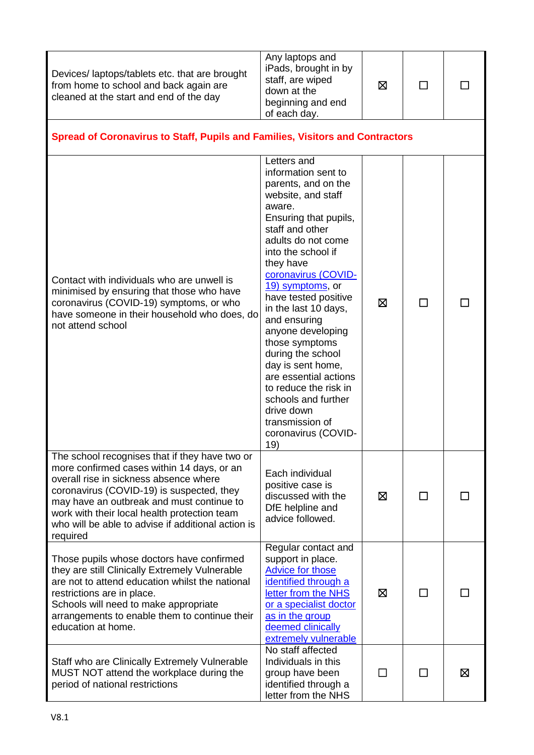| | | | | |
|---|---|---|---|---|
| Devices/ laptops/tablets etc. that are brought from home to school and back again are cleaned at the start and end of the day | Any laptops and iPads, brought in by staff, are wiped down at the beginning and end of each day. | ☒ | ☐ | ☐ |
| **Spread of Coronavirus to Staff, Pupils and Families, Visitors and Contractors** | | | | |
| Contact with individuals who are unwell is minimised by ensuring that those who have coronavirus (COVID-19) symptoms, or who have someone in their household who does, do not attend school | Letters and information sent to parents, and on the website, and staff aware. Ensuring that pupils, staff and other adults do not come into the school if they have [coronavirus (COVID-19) symptoms](), or have tested positive in the last 10 days, and ensuring anyone developing those symptoms during the school day is sent home, are essential actions to reduce the risk in schools and further drive down transmission of coronavirus (COVID-19) | ☒ | ☐ | ☐ |
| The school recognises that if they have two or more confirmed cases within 14 days, or an overall rise in sickness absence where coronavirus (COVID-19) is suspected, they may have an outbreak and must continue to work with their local health protection team who will be able to advise if additional action is required | Each individual positive case is discussed with the DfE helpline and advice followed. | ☒ | ☐ | ☐ |
| Those pupils whose doctors have confirmed they are still Clinically Extremely Vulnerable are not to attend education whilst the national restrictions are in place.<br>Schools will need to make appropriate arrangements to enable them to continue their education at home. | Regular contact and support in place.<br>[Advice for those identified through a letter from the NHS or a specialist doctor as in the group deemed clinically extremely vulnerable]() | ☒ | ☐ | ☐ |
| Staff who are Clinically Extremely Vulnerable MUST NOT attend the workplace during the period of national restrictions | No staff affected<br>Individuals in this group have been identified through a letter from the NHS | ☐ | ☐ | ☒ |

V8.1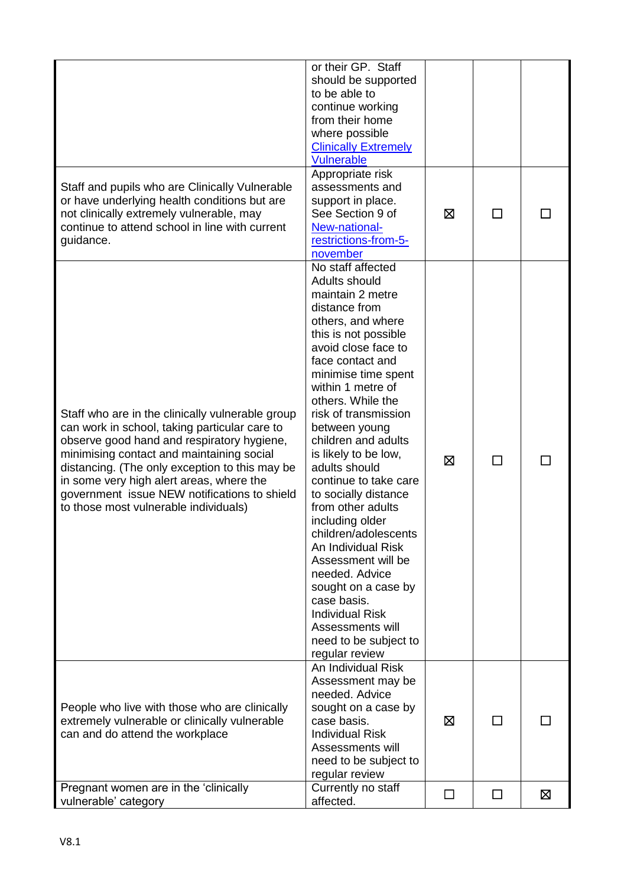| | | | | |
|---|---|---|---|---|
| | or their GP. Staff should be supported to be able to continue working from their home where possible [Clinically Extremely Vulnerable](#) | | | |
| Staff and pupils who are Clinically Vulnerable or have underlying health conditions but are not clinically extremely vulnerable, may continue to attend school in line with current guidance. | Appropriate risk assessments and support in place. See Section 9 of [New-national-restrictions-from-5-november](#) | ☒ | ☐ | ☐ |
| Staff who are in the clinically vulnerable group can work in school, taking particular care to observe good hand and respiratory hygiene, minimising contact and maintaining social distancing. (The only exception to this may be in some very high alert areas, where the government issue NEW notifications to shield to those most vulnerable individuals) | No staff affected Adults should maintain 2 metre distance from others, and where this is not possible avoid close face to face contact and minimise time spent within 1 metre of others. While the risk of transmission between young children and adults is likely to be low, adults should continue to take care to socially distance from other adults including older children/adolescents An Individual Risk Assessment will be needed. Advice sought on a case by case basis. Individual Risk Assessments will need to be subject to regular review | ☒ | ☐ | ☐ |
| People who live with those who are clinically extremely vulnerable or clinically vulnerable can and do attend the workplace | An Individual Risk Assessment may be needed. Advice sought on a case by case basis. Individual Risk Assessments will need to be subject to regular review | ☒ | ☐ | ☐ |
| Pregnant women are in the 'clinically vulnerable' category | Currently no staff affected. | ☐ | ☐ | ☒ |

V8.1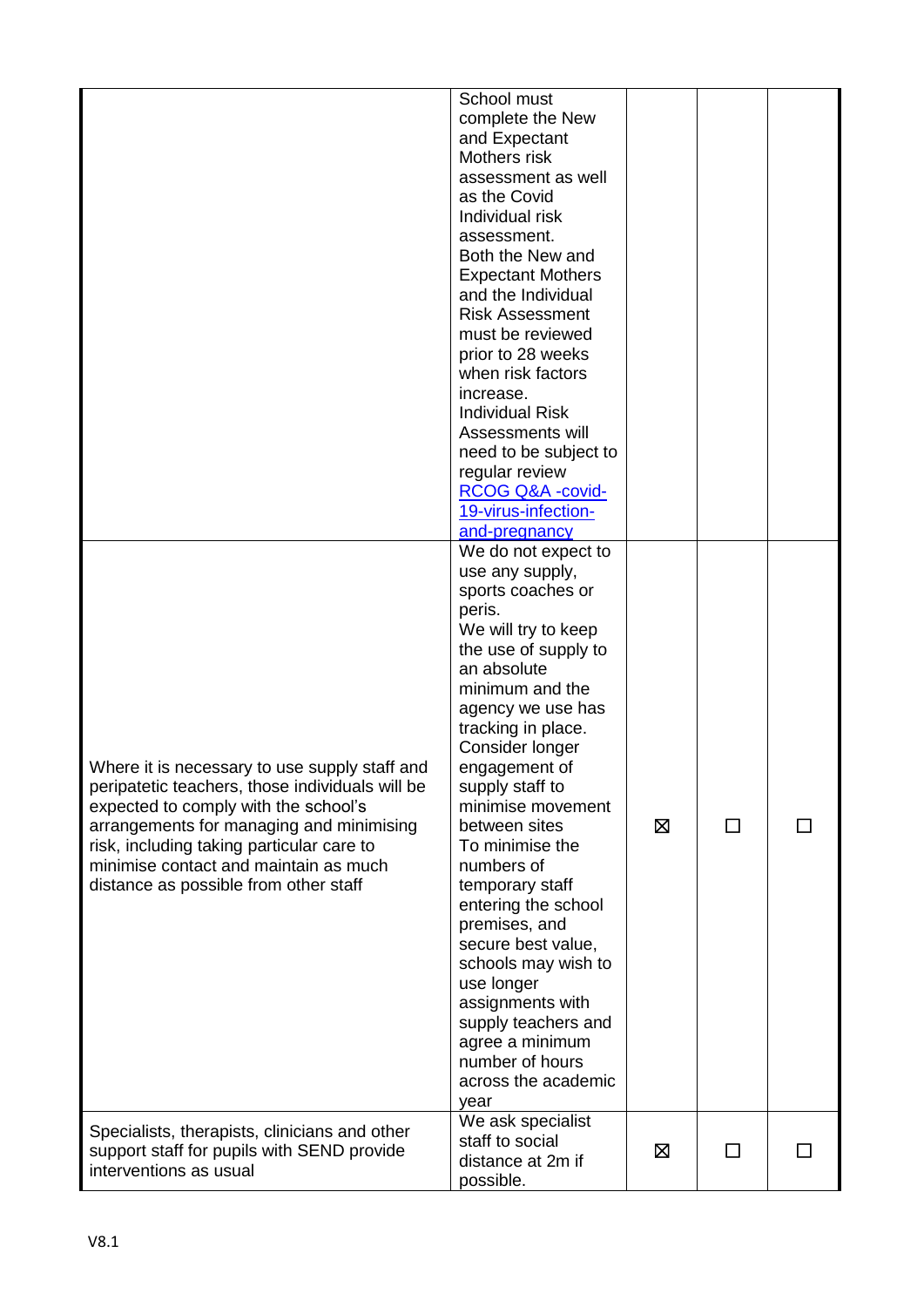| | | | | |
|---|---|---|---|---|
| | School must complete the New and Expectant Mothers risk assessment as well as the Covid Individual risk assessment. Both the New and Expectant Mothers and the Individual Risk Assessment must be reviewed prior to 28 weeks when risk factors increase. Individual Risk Assessments will need to be subject to regular review [RCOG Q&A -covid-19-virus-infection-and-pregnancy] | | | |
| Where it is necessary to use supply staff and peripatetic teachers, those individuals will be expected to comply with the school's arrangements for managing and minimising risk, including taking particular care to minimise contact and maintain as much distance as possible from other staff | We do not expect to use any supply, sports coaches or peris. We will try to keep the use of supply to an absolute minimum and the agency we use has tracking in place. Consider longer engagement of supply staff to minimise movement between sites To minimise the numbers of temporary staff entering the school premises, and secure best value, schools may wish to use longer assignments with supply teachers and agree a minimum number of hours across the academic year | ☒ | ☐ | ☐ |
| Specialists, therapists, clinicians and other support staff for pupils with SEND provide interventions as usual | We ask specialist staff to social distance at 2m if possible. | ☒ | ☐ | ☐ |

V8.1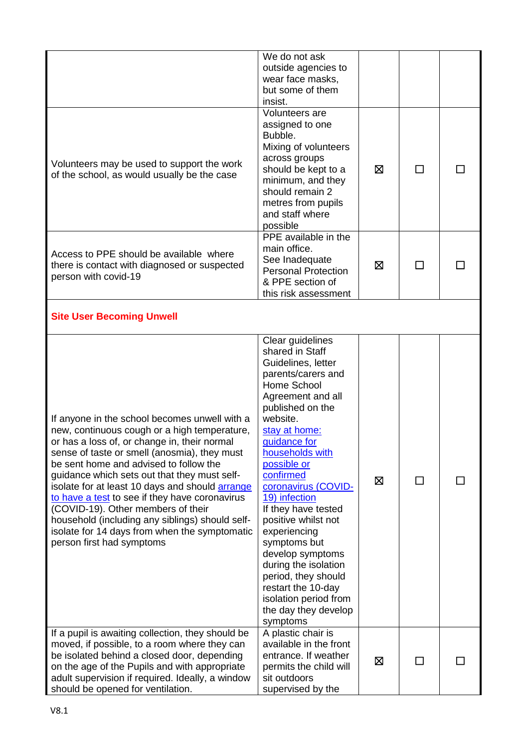|  |  |  |  |  |
|---|---|---|---|---|
|  | We do not ask outside agencies to wear face masks, but some of them insist. |  |  |  |
| Volunteers may be used to support the work of the school, as would usually be the case | Volunteers are assigned to one Bubble. Mixing of volunteers across groups should be kept to a minimum, and they should remain 2 metres from pupils and staff where possible | ☒ | ☐ | ☐ |
| Access to PPE should be available where there is contact with diagnosed or suspected person with covid-19 | PPE available in the main office. See Inadequate Personal Protection & PPE section of this risk assessment | ☒ | ☐ | ☐ |
| **Site User Becoming Unwell** |  |  |  |  |
| If anyone in the school becomes unwell with a new, continuous cough or a high temperature, or has a loss of, or change in, their normal sense of taste or smell (anosmia), they must be sent home and advised to follow the guidance which sets out that they must self-isolate for at least 10 days and should arrange to have a test to see if they have coronavirus (COVID-19). Other members of their household (including any siblings) should self-isolate for 14 days from when the symptomatic person first had symptoms | Clear guidelines shared in Staff Guidelines, letter parents/carers and Home School Agreement and all published on the website. stay at home: guidance for households with possible or confirmed coronavirus (COVID-19) infection If they have tested positive whilst not experiencing symptoms but develop symptoms during the isolation period, they should restart the 10-day isolation period from the day they develop symptoms | ☒ | ☐ | ☐ |
| If a pupil is awaiting collection, they should be moved, if possible, to a room where they can be isolated behind a closed door, depending on the age of the Pupils and with appropriate adult supervision if required. Ideally, a window should be opened for ventilation. | A plastic chair is available in the front entrance. If weather permits the child will sit outdoors supervised by the | ☒ | ☐ | ☐ |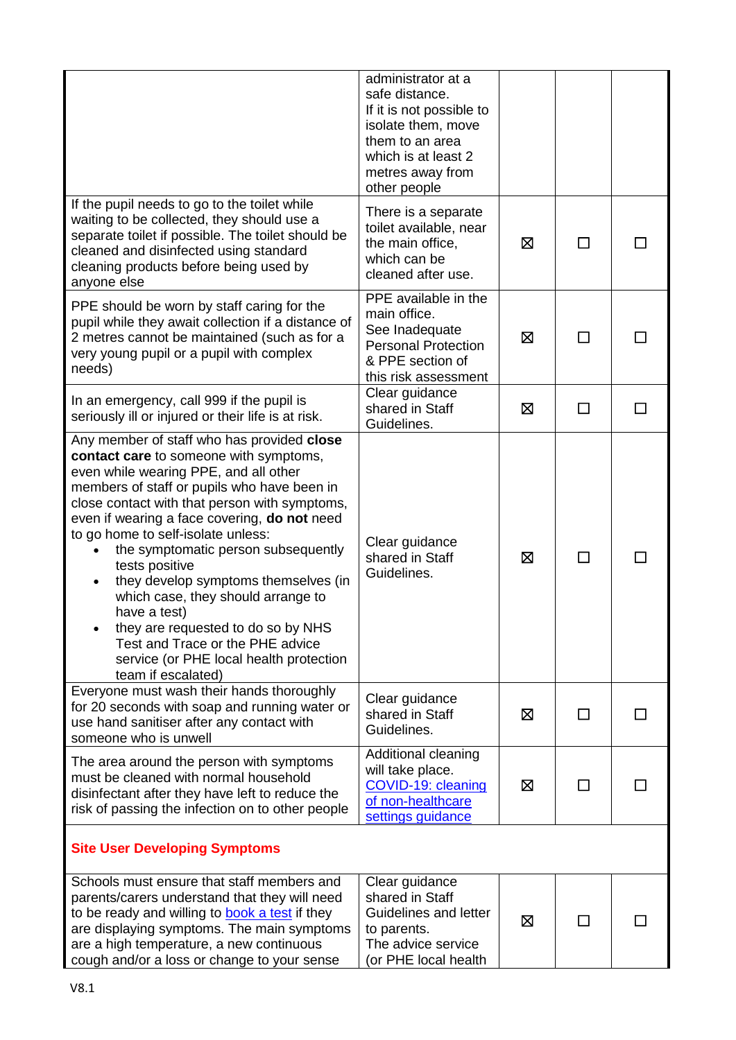| | | | | |
|---|---|---|---|---|
| | administrator at a safe distance. If it is not possible to isolate them, move them to an area which is at least 2 metres away from other people | | | |
| If the pupil needs to go to the toilet while waiting to be collected, they should use a separate toilet if possible. The toilet should be cleaned and disinfected using standard cleaning products before being used by anyone else | There is a separate toilet available, near the main office, which can be cleaned after use. | ☒ | ☐ | ☐ |
| PPE should be worn by staff caring for the pupil while they await collection if a distance of 2 metres cannot be maintained (such as for a very young pupil or a pupil with complex needs) | PPE available in the main office. See Inadequate Personal Protection & PPE section of this risk assessment | ☒ | ☐ | ☐ |
| In an emergency, call 999 if the pupil is seriously ill or injured or their life is at risk. | Clear guidance shared in Staff Guidelines. | ☒ | ☐ | ☐ |
| Any member of staff who has provided **close contact care** to someone with symptoms, even while wearing PPE, and all other members of staff or pupils who have been in close contact with that person with symptoms, even if wearing a face covering, **do not** need to go home to self-isolate unless:<br>• the symptomatic person subsequently tests positive<br>• they develop symptoms themselves (in which case, they should arrange to have a test)<br>• they are requested to do so by NHS Test and Trace or the PHE advice service (or PHE local health protection team if escalated) | Clear guidance shared in Staff Guidelines. | ☒ | ☐ | ☐ |
| Everyone must wash their hands thoroughly for 20 seconds with soap and running water or use hand sanitiser after any contact with someone who is unwell | Clear guidance shared in Staff Guidelines. | ☒ | ☐ | ☐ |
| The area around the person with symptoms must be cleaned with normal household disinfectant after they have left to reduce the risk of passing the infection on to other people | Additional cleaning will take place. [COVID-19: cleaning of non-healthcare settings guidance](#) | ☒ | ☐ | ☐ |
| **Site User Developing Symptoms** | | | | |
| Schools must ensure that staff members and parents/carers understand that they will need to be ready and willing to [book a test](#) if they are displaying symptoms. The main symptoms are a high temperature, a new continuous cough and/or a loss or change to your sense | Clear guidance shared in Staff Guidelines and letter to parents. The advice service (or PHE local health | ☒ | ☐ | ☐ |

V8.1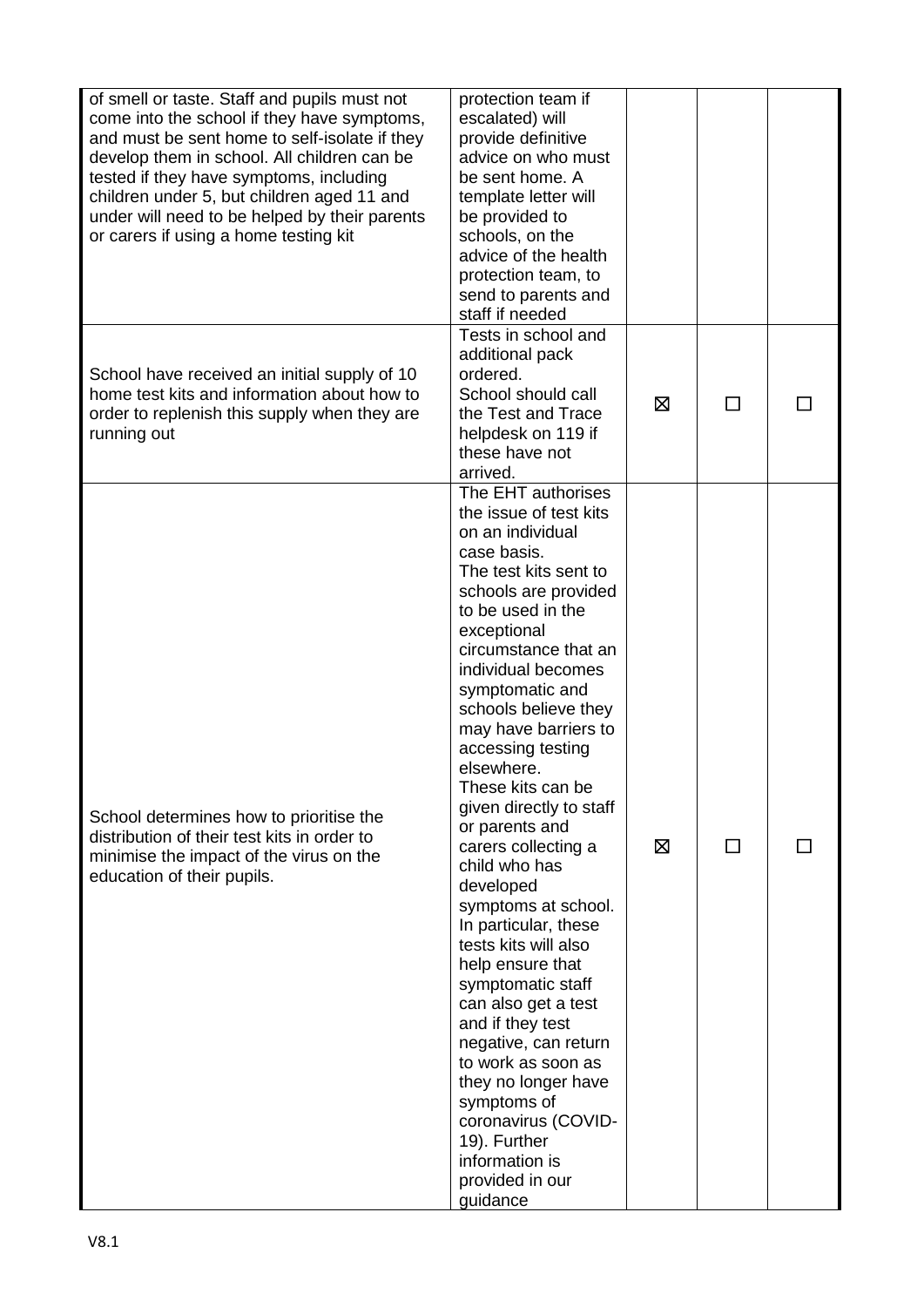| | | | | |
|---|---|---|---|---|
| of smell or taste. Staff and pupils must not come into the school if they have symptoms, and must be sent home to self-isolate if they develop them in school. All children can be tested if they have symptoms, including children under 5, but children aged 11 and under will need to be helped by their parents or carers if using a home testing kit | protection team if escalated) will provide definitive advice on who must be sent home. A template letter will be provided to schools, on the advice of the health protection team, to send to parents and staff if needed | | | |
| School have received an initial supply of 10 home test kits and information about how to order to replenish this supply when they are running out | Tests in school and additional pack ordered. School should call the Test and Trace helpdesk on 119 if these have not arrived. | ☒ | ☐ | ☐ |
| School determines how to prioritise the distribution of their test kits in order to minimise the impact of the virus on the education of their pupils. | The EHT authorises the issue of test kits on an individual case basis. The test kits sent to schools are provided to be used in the exceptional circumstance that an individual becomes symptomatic and schools believe they may have barriers to accessing testing elsewhere. These kits can be given directly to staff or parents and carers collecting a child who has developed symptoms at school. In particular, these tests kits will also help ensure that symptomatic staff can also get a test and if they test negative, can return to work as soon as they no longer have symptoms of coronavirus (COVID-19). Further information is provided in our guidance | ☒ | ☐ | ☐ |

V8.1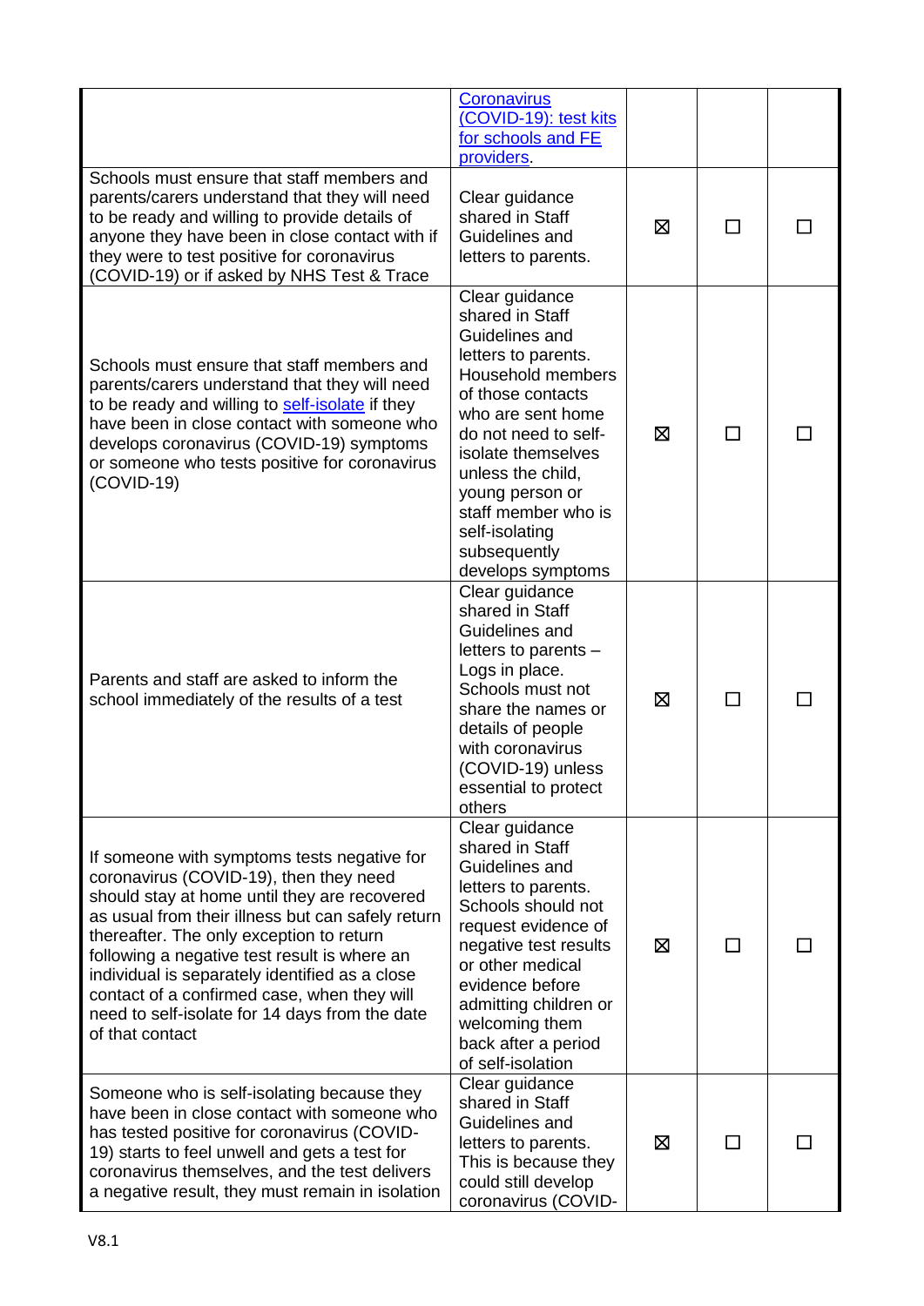| | | | | |
|---|---|---|---|---|
| | Coronavirus (COVID-19): test kits for schools and FE providers. | | | |
| Schools must ensure that staff members and parents/carers understand that they will need to be ready and willing to provide details of anyone they have been in close contact with if they were to test positive for coronavirus (COVID-19) or if asked by NHS Test & Trace | Clear guidance shared in Staff Guidelines and letters to parents. | ☒ | ☐ | ☐ |
| Schools must ensure that staff members and parents/carers understand that they will need to be ready and willing to self-isolate if they have been in close contact with someone who develops coronavirus (COVID-19) symptoms or someone who tests positive for coronavirus (COVID-19) | Clear guidance shared in Staff Guidelines and letters to parents. Household members of those contacts who are sent home do not need to self-isolate themselves unless the child, young person or staff member who is self-isolating subsequently develops symptoms | ☒ | ☐ | ☐ |
| Parents and staff are asked to inform the school immediately of the results of a test | Clear guidance shared in Staff Guidelines and letters to parents – Logs in place. Schools must not share the names or details of people with coronavirus (COVID-19) unless essential to protect others | ☒ | ☐ | ☐ |
| If someone with symptoms tests negative for coronavirus (COVID-19), then they need should stay at home until they are recovered as usual from their illness but can safely return thereafter. The only exception to return following a negative test result is where an individual is separately identified as a close contact of a confirmed case, when they will need to self-isolate for 14 days from the date of that contact | Clear guidance shared in Staff Guidelines and letters to parents. Schools should not request evidence of negative test results or other medical evidence before admitting children or welcoming them back after a period of self-isolation | ☒ | ☐ | ☐ |
| Someone who is self-isolating because they have been in close contact with someone who has tested positive for coronavirus (COVID-19) starts to feel unwell and gets a test for coronavirus themselves, and the test delivers a negative result, they must remain in isolation | Clear guidance shared in Staff Guidelines and letters to parents. This is because they could still develop coronavirus (COVID- | ☒ | ☐ | ☐ |

V8.1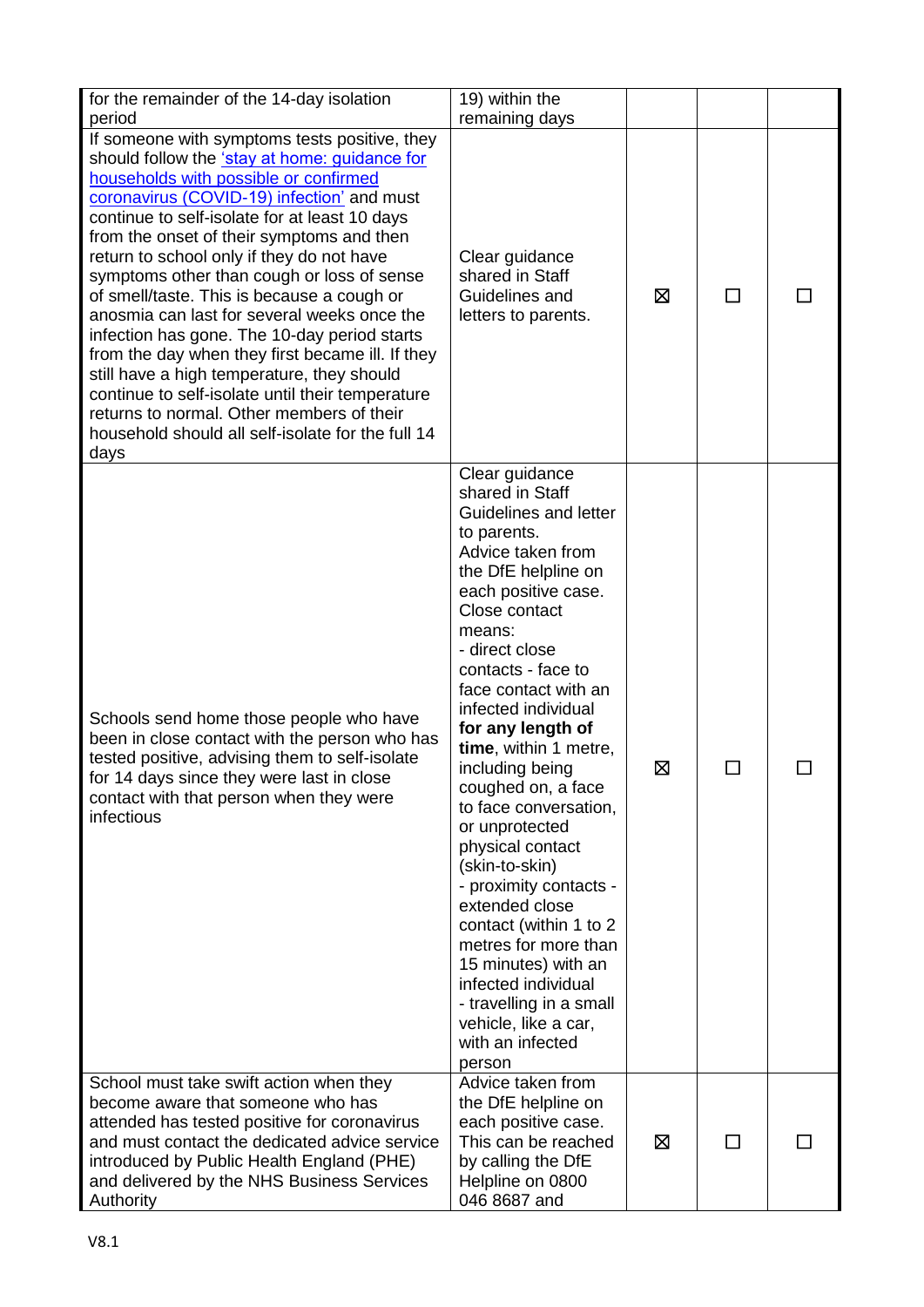| | | | | |
|---|---|---|---|---|
| for the remainder of the 14-day isolation period | 19) within the remaining days | | | |
| If someone with symptoms tests positive, they should follow the ['stay at home: guidance for households with possible or confirmed coronavirus (COVID-19) infection'] and must continue to self-isolate for at least 10 days from the onset of their symptoms and then return to school only if they do not have symptoms other than cough or loss of sense of smell/taste. This is because a cough or anosmia can last for several weeks once the infection has gone. The 10-day period starts from the day when they first became ill. If they still have a high temperature, they should continue to self-isolate until their temperature returns to normal. Other members of their household should all self-isolate for the full 14 days | Clear guidance shared in Staff Guidelines and letters to parents. | ☒ | ☐ | ☐ |
| Schools send home those people who have been in close contact with the person who has tested positive, advising them to self-isolate for 14 days since they were last in close contact with that person when they were infectious | Clear guidance shared in Staff Guidelines and letter to parents.<br>Advice taken from the DfE helpline on each positive case.<br>Close contact means:<br>- direct close contacts - face to face contact with an infected individual **for any length of time**, within 1 metre, including being coughed on, a face to face conversation, or unprotected physical contact (skin-to-skin)<br>- proximity contacts - extended close contact (within 1 to 2 metres for more than 15 minutes) with an infected individual<br>- travelling in a small vehicle, like a car, with an infected person | ☒ | ☐ | ☐ |
| School must take swift action when they become aware that someone who has attended has tested positive for coronavirus and must contact the dedicated advice service introduced by Public Health England (PHE) and delivered by the NHS Business Services Authority | Advice taken from the DfE helpline on each positive case. This can be reached by calling the DfE Helpline on 0800 046 8687 and | ☒ | ☐ | ☐ |

V8.1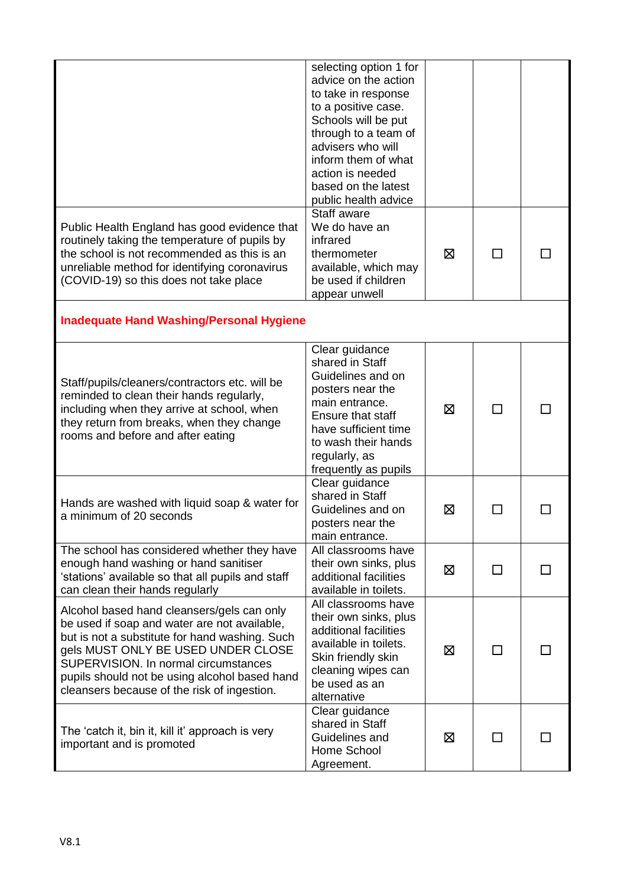| | | | | |
|---|---|---|---|---|
| | selecting option 1 for advice on the action to take in response to a positive case. Schools will be put through to a team of advisers who will inform them of what action is needed based on the latest public health advice | | | |
| Public Health England has good evidence that routinely taking the temperature of pupils by the school is not recommended as this is an unreliable method for identifying coronavirus (COVID-19) so this does not take place | Staff aware We do have an infrared thermometer available, which may be used if children appear unwell | ☒ | ☐ | ☐ |
| **Inadequate Hand Washing/Personal Hygiene** | | | | |
| Staff/pupils/cleaners/contractors etc. will be reminded to clean their hands regularly, including when they arrive at school, when they return from breaks, when they change rooms and before and after eating | Clear guidance shared in Staff Guidelines and on posters near the main entrance. Ensure that staff have sufficient time to wash their hands regularly, as frequently as pupils | ☒ | ☐ | ☐ |
| Hands are washed with liquid soap & water for a minimum of 20 seconds | Clear guidance shared in Staff Guidelines and on posters near the main entrance. | ☒ | ☐ | ☐ |
| The school has considered whether they have enough hand washing or hand sanitiser 'stations' available so that all pupils and staff can clean their hands regularly | All classrooms have their own sinks, plus additional facilities available in toilets. | ☒ | ☐ | ☐ |
| Alcohol based hand cleansers/gels can only be used if soap and water are not available, but is not a substitute for hand washing. Such gels MUST ONLY BE USED UNDER CLOSE SUPERVISION. In normal circumstances pupils should not be using alcohol based hand cleansers because of the risk of ingestion. | All classrooms have their own sinks, plus additional facilities available in toilets. Skin friendly skin cleaning wipes can be used as an alternative | ☒ | ☐ | ☐ |
| The 'catch it, bin it, kill it' approach is very important and is promoted | Clear guidance shared in Staff Guidelines and Home School Agreement. | ☒ | ☐ | ☐ |

V8.1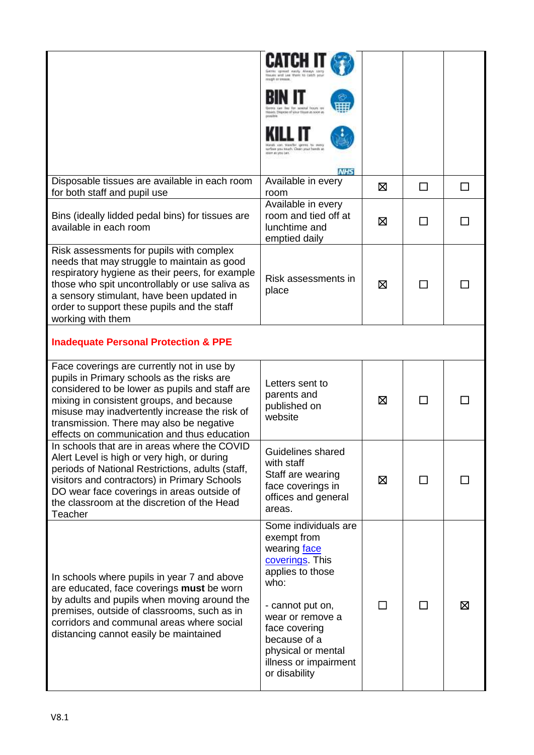| | | | | |
|---|---|---|---|---|
| | CATCH IT<br>Germs spread easily. Always carry tissues and use them to catch your cough or sneeze.<br>BIN IT<br>Germs can live for several hours on tissues. Dispose of your tissue as soon as possible.<br>KILL IT<br>Hands can transfer germs to every surface you touch. Clean your hands as soon as you can.<br>NHS | | | |
| Disposable tissues are available in each room for both staff and pupil use | Available in every room | ☒ | ☐ | ☐ |
| Bins (ideally lidded pedal bins) for tissues are available in each room | Available in every room and tied off at lunchtime and emptied daily | ☒ | ☐ | ☐ |
| Risk assessments for pupils with complex needs that may struggle to maintain as good respiratory hygiene as their peers, for example those who spit uncontrollably or use saliva as a sensory stimulant, have been updated in order to support these pupils and the staff working with them | Risk assessments in place | ☒ | ☐ | ☐ |
| **Inadequate Personal Protection & PPE** | | | | |
| Face coverings are currently not in use by pupils in Primary schools as the risks are considered to be lower as pupils and staff are mixing in consistent groups, and because misuse may inadvertently increase the risk of transmission. There may also be negative effects on communication and thus education | Letters sent to parents and published on website | ☒ | ☐ | ☐ |
| In schools that are in areas where the COVID Alert Level is high or very high, or during periods of National Restrictions, adults (staff, visitors and contractors) in Primary Schools DO wear face coverings in areas outside of the classroom at the discretion of the Head Teacher | Guidelines shared with staff<br>Staff are wearing face coverings in offices and general areas. | ☒ | ☐ | ☐ |
| In schools where pupils in year 7 and above are educated, face coverings **must** be worn by adults and pupils when moving around the premises, outside of classrooms, such as in corridors and communal areas where social distancing cannot easily be maintained | Some individuals are exempt from wearing face coverings. This applies to those who:<br><br>- cannot put on, wear or remove a face covering because of a physical or mental illness or impairment or disability | ☐ | ☐ | ☒ |

V8.1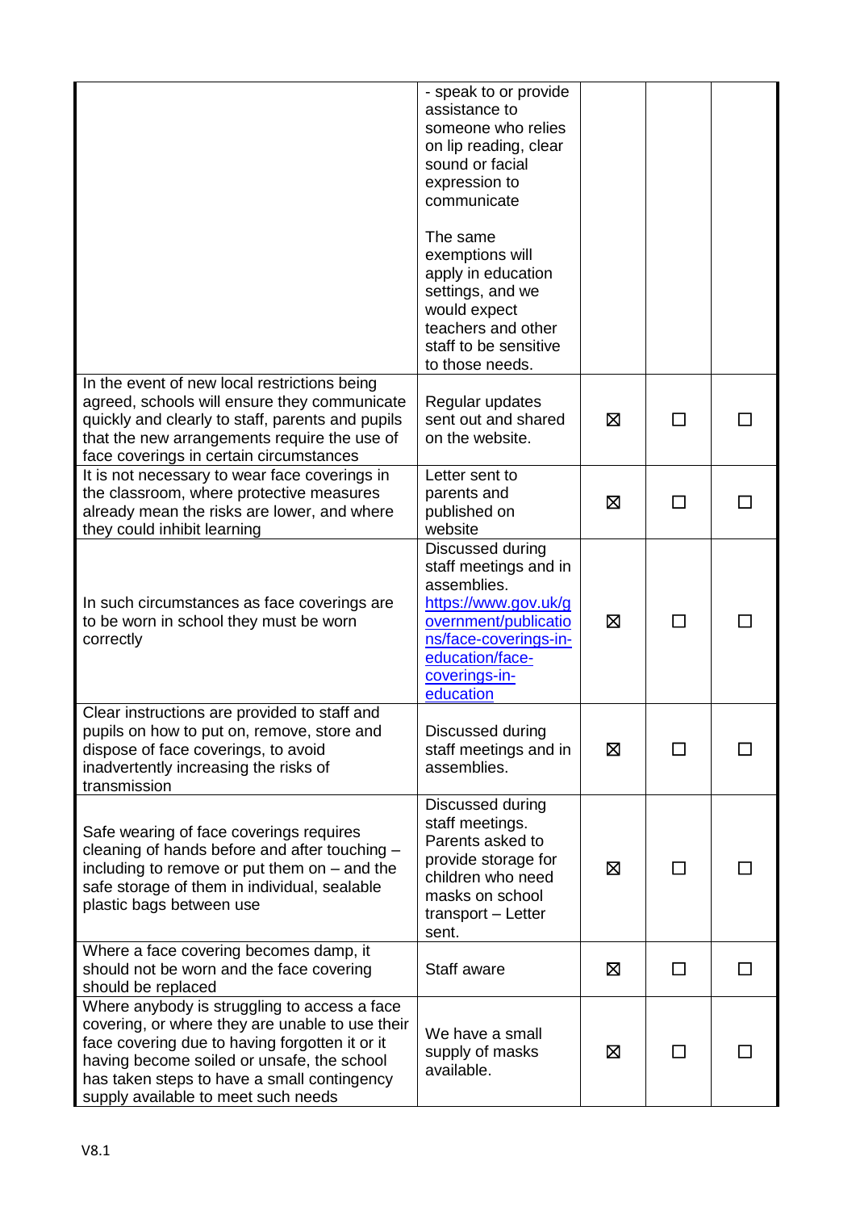| | | | | |
|---|---|---|---|---|
| | - speak to or provide assistance to someone who relies on lip reading, clear sound or facial expression to communicate<br><br>The same exemptions will apply in education settings, and we would expect teachers and other staff to be sensitive to those needs. | | | |
| In the event of new local restrictions being agreed, schools will ensure they communicate quickly and clearly to staff, parents and pupils that the new arrangements require the use of face coverings in certain circumstances | Regular updates sent out and shared on the website. | ☒ | ☐ | ☐ |
| It is not necessary to wear face coverings in the classroom, where protective measures already mean the risks are lower, and where they could inhibit learning | Letter sent to parents and published on website | ☒ | ☐ | ☐ |
| In such circumstances as face coverings are to be worn in school they must be worn correctly | Discussed during staff meetings and in assemblies. [https://www.gov.uk/government/publications/face-coverings-in-education/face-coverings-in-education](https://www.gov.uk/government/publications/face-coverings-in-education/face-coverings-in-education) | ☒ | ☐ | ☐ |
| Clear instructions are provided to staff and pupils on how to put on, remove, store and dispose of face coverings, to avoid inadvertently increasing the risks of transmission | Discussed during staff meetings and in assemblies. | ☒ | ☐ | ☐ |
| Safe wearing of face coverings requires cleaning of hands before and after touching – including to remove or put them on – and the safe storage of them in individual, sealable plastic bags between use | Discussed during staff meetings. Parents asked to provide storage for children who need masks on school transport – Letter sent. | ☒ | ☐ | ☐ |
| Where a face covering becomes damp, it should not be worn and the face covering should be replaced | Staff aware | ☒ | ☐ | ☐ |
| Where anybody is struggling to access a face covering, or where they are unable to use their face covering due to having forgotten it or it having become soiled or unsafe, the school has taken steps to have a small contingency supply available to meet such needs | We have a small supply of masks available. | ☒ | ☐ | ☐ |

V8.1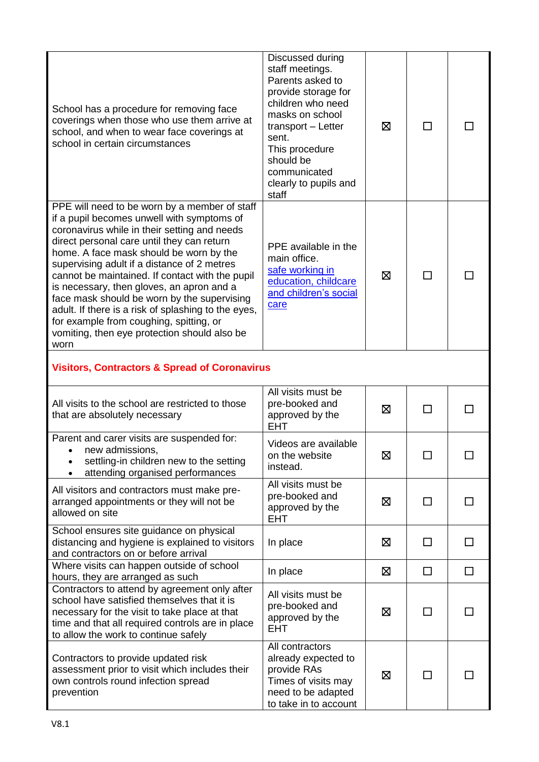| | | | | |
|---|---|---|---|---|
| School has a procedure for removing face coverings when those who use them arrive at school, and when to wear face coverings at school in certain circumstances | Discussed during staff meetings. Parents asked to provide storage for children who need masks on school transport – Letter sent. This procedure should be communicated clearly to pupils and staff | ☒ | ☐ | ☐ |
| PPE will need to be worn by a member of staff if a pupil becomes unwell with symptoms of coronavirus while in their setting and needs direct personal care until they can return home. A face mask should be worn by the supervising adult if a distance of 2 metres cannot be maintained. If contact with the pupil is necessary, then gloves, an apron and a face mask should be worn by the supervising adult. If there is a risk of splashing to the eyes, for example from coughing, spitting, or vomiting, then eye protection should also be worn | PPE available in the main office. safe working in education, childcare and children's social care | ☒ | ☐ | ☐ |
| **Visitors, Contractors & Spread of Coronavirus** | | | | |
| All visits to the school are restricted to those that are absolutely necessary | All visits must be pre-booked and approved by the EHT | ☒ | ☐ | ☐ |
| Parent and carer visits are suspended for:<br>• new admissions,<br>• settling-in children new to the setting<br>• attending organised performances | Videos are available on the website instead. | ☒ | ☐ | ☐ |
| All visitors and contractors must make pre-arranged appointments or they will not be allowed on site | All visits must be pre-booked and approved by the EHT | ☒ | ☐ | ☐ |
| School ensures site guidance on physical distancing and hygiene is explained to visitors and contractors on or before arrival | In place | ☒ | ☐ | ☐ |
| Where visits can happen outside of school hours, they are arranged as such | In place | ☒ | ☐ | ☐ |
| Contractors to attend by agreement only after school have satisfied themselves that it is necessary for the visit to take place at that time and that all required controls are in place to allow the work to continue safely | All visits must be pre-booked and approved by the EHT | ☒ | ☐ | ☐ |
| Contractors to provide updated risk assessment prior to visit which includes their own controls round infection spread prevention | All contractors already expected to provide RAs Times of visits may need to be adapted to take in to account | ☒ | ☐ | ☐ |

V8.1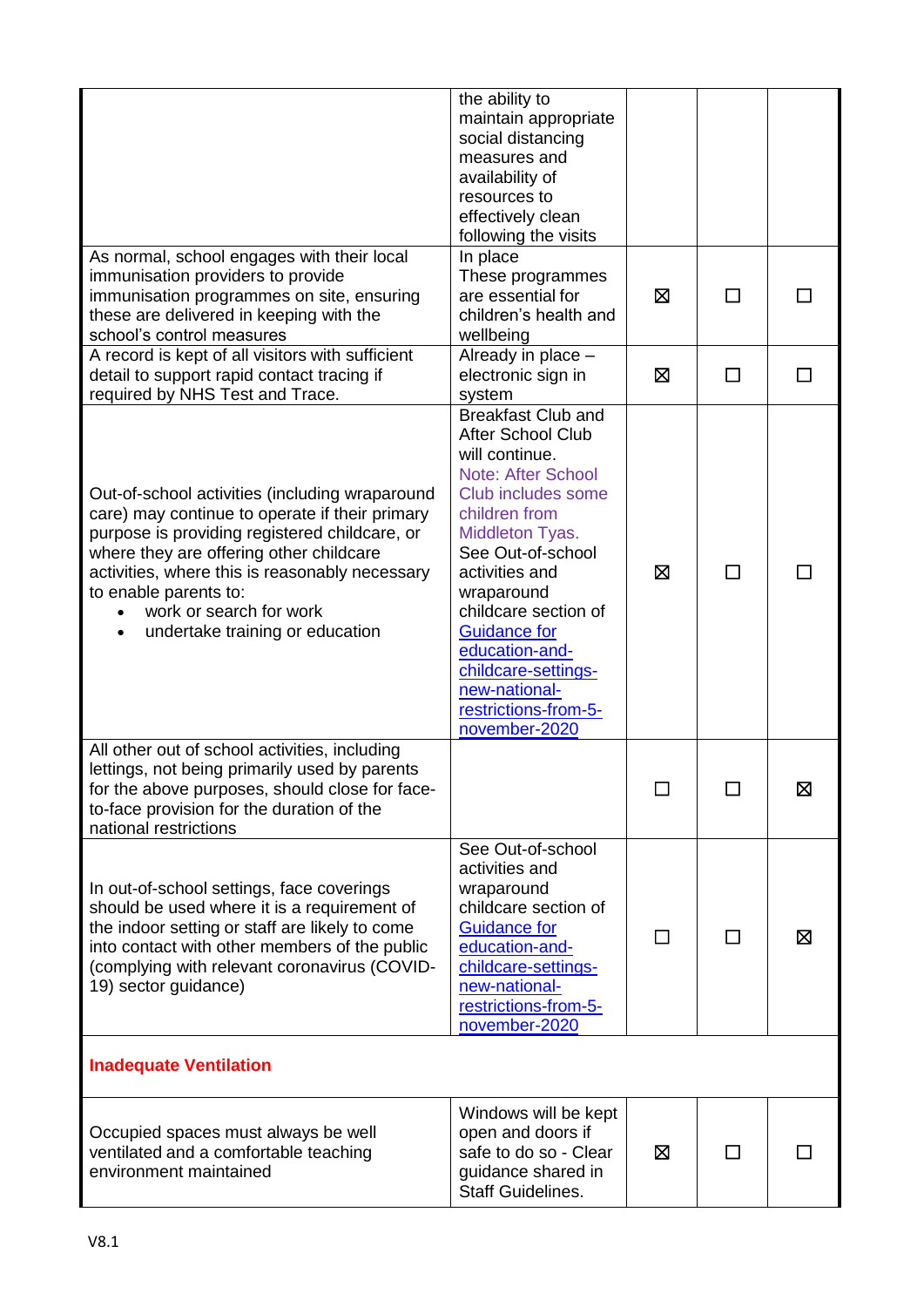| | | | | |
|---|---|---|---|---|
| | the ability to maintain appropriate social distancing measures and availability of resources to effectively clean following the visits | | | |
| As normal, school engages with their local immunisation providers to provide immunisation programmes on site, ensuring these are delivered in keeping with the school's control measures | In place These programmes are essential for children's health and wellbeing | ☒ | ☐ | ☐ |
| A record is kept of all visitors with sufficient detail to support rapid contact tracing if required by NHS Test and Trace. | Already in place – electronic sign in system | ☒ | ☐ | ☐ |
| Out-of-school activities (including wraparound care) may continue to operate if their primary purpose is providing registered childcare, or where they are offering other childcare activities, where this is reasonably necessary to enable parents to:<br>• work or search for work<br>• undertake training or education | Breakfast Club and After School Club will continue. Note: After School Club includes some children from Middleton Tyas. See Out-of-school activities and wraparound childcare section of Guidance for education-and-childcare-settings-new-national-restrictions-from-5-november-2020 | ☒ | ☐ | ☐ |
| All other out of school activities, including lettings, not being primarily used by parents for the above purposes, should close for face-to-face provision for the duration of the national restrictions | | ☐ | ☐ | ☒ |
| In out-of-school settings, face coverings should be used where it is a requirement of the indoor setting or staff are likely to come into contact with other members of the public (complying with relevant coronavirus (COVID-19) sector guidance) | See Out-of-school activities and wraparound childcare section of Guidance for education-and-childcare-settings-new-national-restrictions-from-5-november-2020 | ☐ | ☐ | ☒ |
| **Inadequate Ventilation** | | | | |
| Occupied spaces must always be well ventilated and a comfortable teaching environment maintained | Windows will be kept open and doors if safe to do so - Clear guidance shared in Staff Guidelines. | ☒ | ☐ | ☐ |

V8.1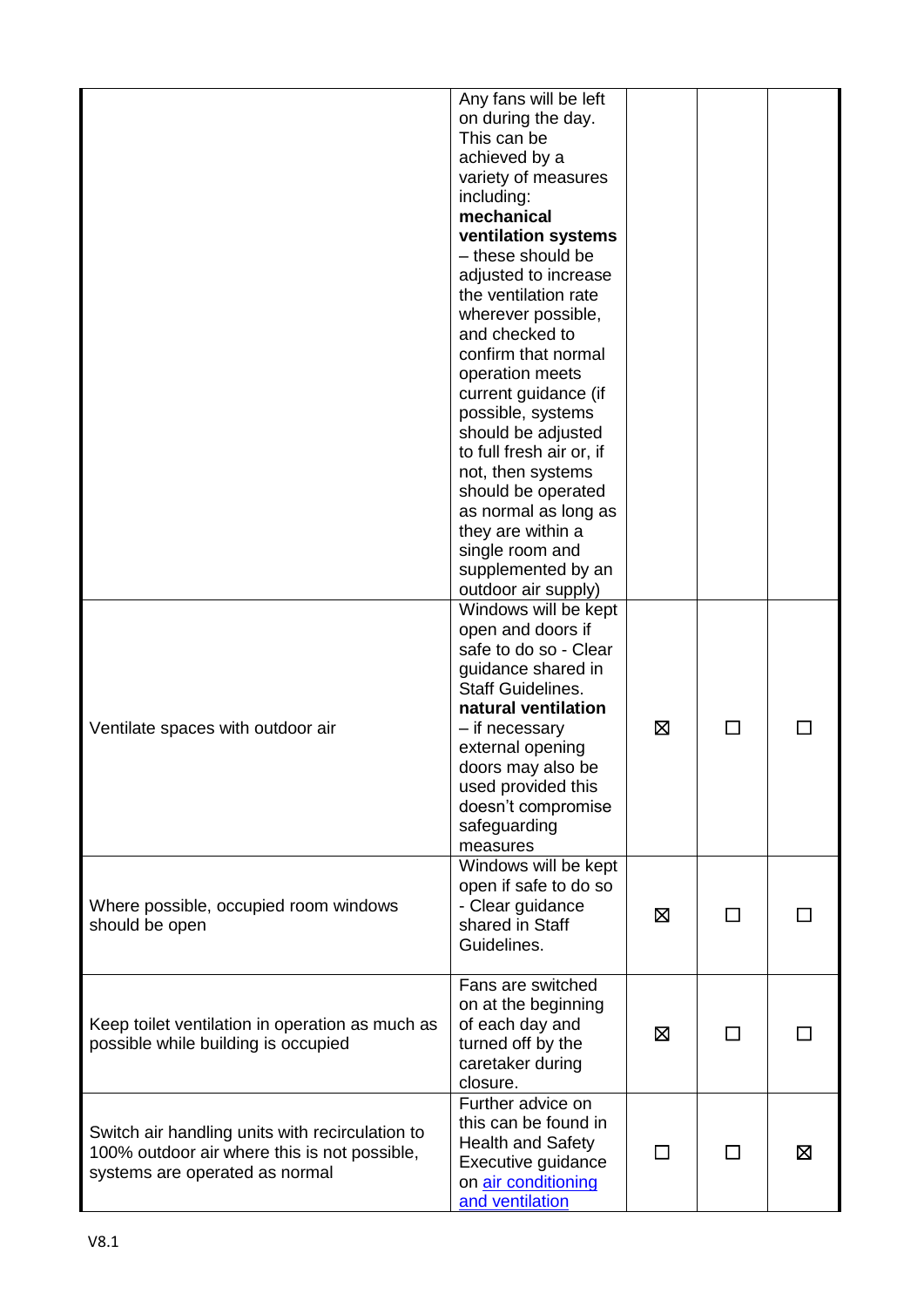| | | | | |
|---|---|---|---|---|
| | Any fans will be left on during the day. This can be achieved by a variety of measures including: **mechanical ventilation systems** – these should be adjusted to increase the ventilation rate wherever possible, and checked to confirm that normal operation meets current guidance (if possible, systems should be adjusted to full fresh air or, if not, then systems should be operated as normal as long as they are within a single room and supplemented by an outdoor air supply) | | | |
| Ventilate spaces with outdoor air | Windows will be kept open and doors if safe to do so - Clear guidance shared in Staff Guidelines. **natural ventilation** – if necessary external opening doors may also be used provided this doesn't compromise safeguarding measures | ☒ | ☐ | ☐ |
| Where possible, occupied room windows should be open | Windows will be kept open if safe to do so - Clear guidance shared in Staff Guidelines. | ☒ | ☐ | ☐ |
| Keep toilet ventilation in operation as much as possible while building is occupied | Fans are switched on at the beginning of each day and turned off by the caretaker during closure. | ☒ | ☐ | ☐ |
| Switch air handling units with recirculation to 100% outdoor air where this is not possible, systems are operated as normal | Further advice on this can be found in Health and Safety Executive guidance on [air conditioning and ventilation]() | ☐ | ☐ | ☒ |

V8.1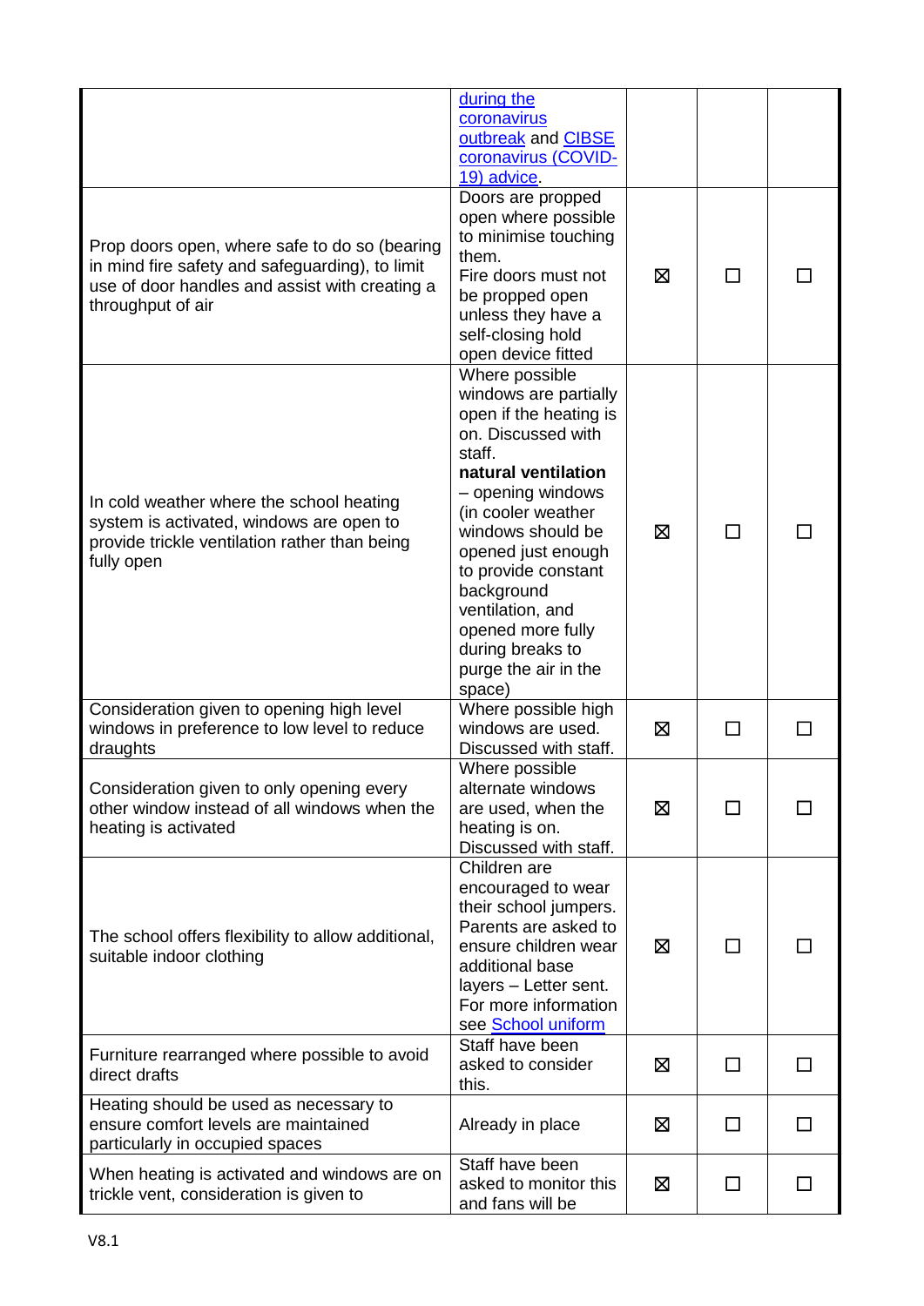| | | | | |
|---|---|---|---|---|
| | during the coronavirus outbreak and CIBSE coronavirus (COVID-19) advice. | | | |
| Prop doors open, where safe to do so (bearing in mind fire safety and safeguarding), to limit use of door handles and assist with creating a throughput of air | Doors are propped open where possible to minimise touching them. Fire doors must not be propped open unless they have a self-closing hold open device fitted | ☒ | ☐ | ☐ |
| In cold weather where the school heating system is activated, windows are open to provide trickle ventilation rather than being fully open | Where possible windows are partially open if the heating is on. Discussed with staff. **natural ventilation** – opening windows (in cooler weather windows should be opened just enough to provide constant background ventilation, and opened more fully during breaks to purge the air in the space) | ☒ | ☐ | ☐ |
| Consideration given to opening high level windows in preference to low level to reduce draughts | Where possible high windows are used. Discussed with staff. | ☒ | ☐ | ☐ |
| Consideration given to only opening every other window instead of all windows when the heating is activated | Where possible alternate windows are used, when the heating is on. Discussed with staff. | ☒ | ☐ | ☐ |
| The school offers flexibility to allow additional, suitable indoor clothing | Children are encouraged to wear their school jumpers. Parents are asked to ensure children wear additional base layers – Letter sent. For more information see School uniform | ☒ | ☐ | ☐ |
| Furniture rearranged where possible to avoid direct drafts | Staff have been asked to consider this. | ☒ | ☐ | ☐ |
| Heating should be used as necessary to ensure comfort levels are maintained particularly in occupied spaces | Already in place | ☒ | ☐ | ☐ |
| When heating is activated and windows are on trickle vent, consideration is given to | Staff have been asked to monitor this and fans will be | ☒ | ☐ | ☐ |

V8.1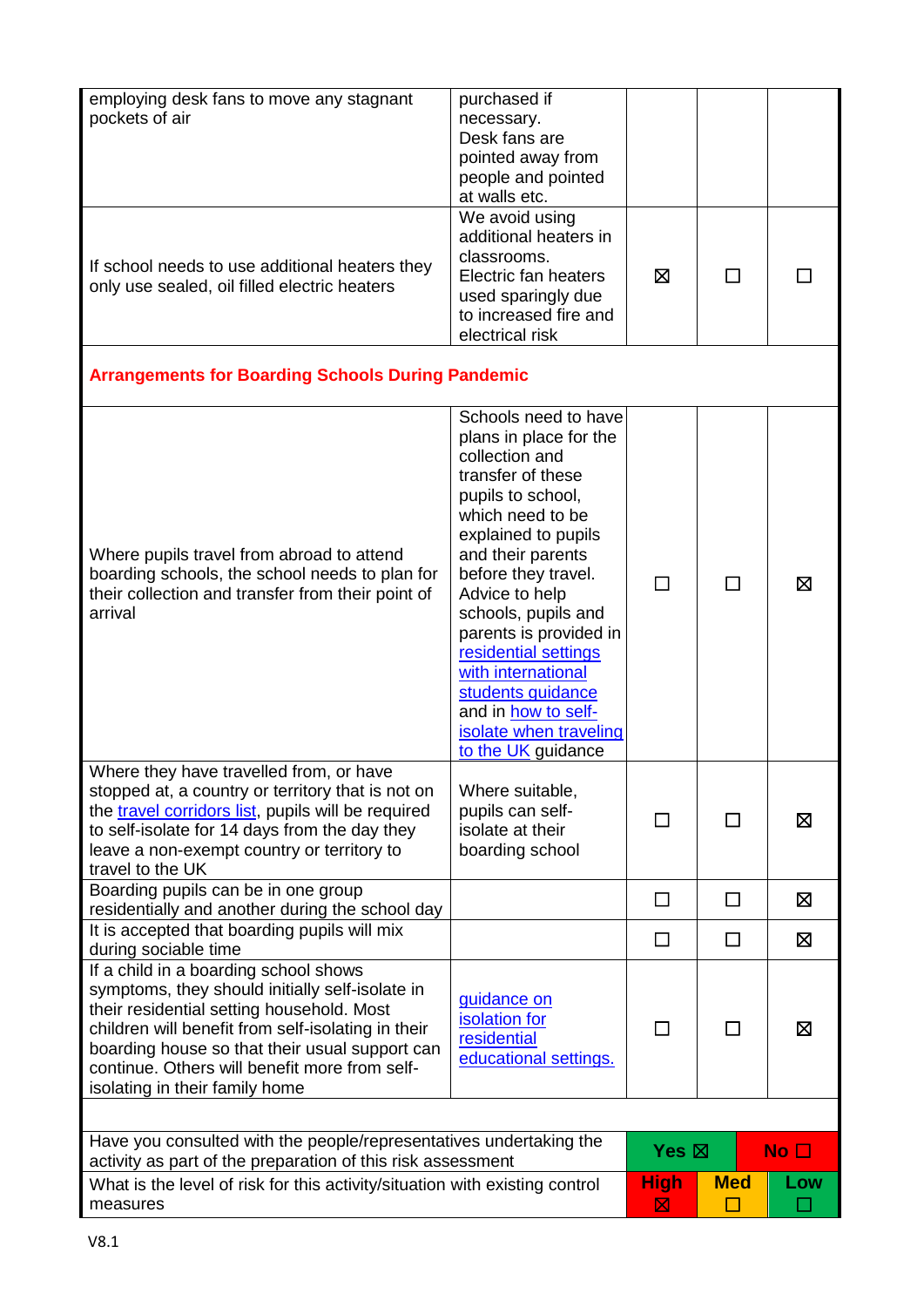| | | | | |
|---|---|---|---|---|
| employing desk fans to move any stagnant pockets of air | purchased if necessary. Desk fans are pointed away from people and pointed at walls etc. | | | |
| If school needs to use additional heaters they only use sealed, oil filled electric heaters | We avoid using additional heaters in classrooms. Electric fan heaters used sparingly due to increased fire and electrical risk | ☒ | ☐ | ☐ |
| **Arrangements for Boarding Schools During Pandemic** | | | | |
| Where pupils travel from abroad to attend boarding schools, the school needs to plan for their collection and transfer from their point of arrival | Schools need to have plans in place for the collection and transfer of these pupils to school, which need to be explained to pupils and their parents before they travel. Advice to help schools, pupils and parents is provided in residential settings with international students guidance and in how to self-isolate when traveling to the UK guidance | ☐ | ☐ | ☒ |
| Where they have travelled from, or have stopped at, a country or territory that is not on the travel corridors list, pupils will be required to self-isolate for 14 days from the day they leave a non-exempt country or territory to travel to the UK | Where suitable, pupils can self-isolate at their boarding school | ☐ | ☐ | ☒ |
| Boarding pupils can be in one group residentially and another during the school day | | ☐ | ☐ | ☒ |
| It is accepted that boarding pupils will mix during sociable time | | ☐ | ☐ | ☒ |
| If a child in a boarding school shows symptoms, they should initially self-isolate in their residential setting household. Most children will benefit from self-isolating in their boarding house so that their usual support can continue. Others will benefit more from self-isolating in their family home | guidance on isolation for residential educational settings. | ☐ | ☐ | ☒ |

| | | | |
|---|---|---|---|
| Have you consulted with the people/representatives undertaking the activity as part of the preparation of this risk assessment | **Yes** ☒ | | **No** ☐ |
| What is the level of risk for this activity/situation with existing control measures | **High** ☒ | **Med** ☐ | **Low** ☐ |

V8.1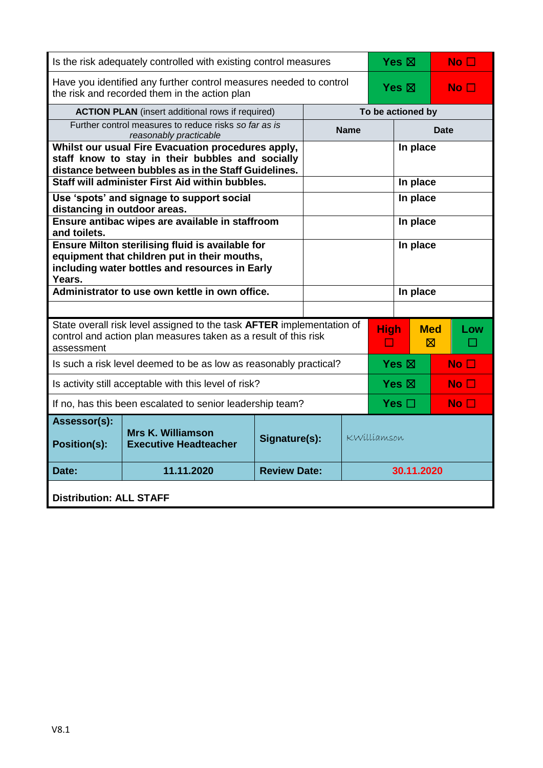| Is the risk adequately controlled with existing control measures | Yes ☒ | No ☐ |
|---|---|---|
| Have you identified any further control measures needed to control the risk and recorded them in the action plan | Yes ☒ | No ☐ |

| **ACTION PLAN** (insert additional rows if required) | To be actioned by | |
|---|---|---|
| Further control measures to reduce risks *so far as is reasonably practicable* | **Name** | **Date** |
| **Whilst our usual Fire Evacuation procedures apply, staff know to stay in their bubbles and socially distance between bubbles as in the Staff Guidelines.** | | **In place** |
| **Staff will administer First Aid within bubbles.** | | **In place** |
| **Use 'spots' and signage to support social distancing in outdoor areas.** | | **In place** |
| **Ensure antibac wipes are available in staffroom and toilets.** | | **In place** |
| **Ensure Milton sterilising fluid is available for equipment that children put in their mouths, including water bottles and resources in Early Years.** | | **In place** |
| **Administrator to use own kettle in own office.** | | **In place** |
| | | |

| State overall risk level assigned to the task **AFTER** implementation of control and action plan measures taken as a result of this risk assessment | High ☐ | Med ☒ | Low ☐ |
|---|---|---|---|
| Is such a risk level deemed to be as low as reasonably practical? | Yes ☒ | | No ☐ |
| Is activity still acceptable with this level of risk? | Yes ☒ | | No ☐ |
| If no, has this been escalated to senior leadership team? | Yes ☐ | | No ☐ |

| **Assessor(s):** **Position(s):** | **Mrs K. Williamson** **Executive Headteacher** | **Signature(s):** | KWilliamson |
|---|---|---|---|
| **Date:** | **11.11.2020** | **Review Date:** | **30.11.2020** |

**Distribution: ALL STAFF**

V8.1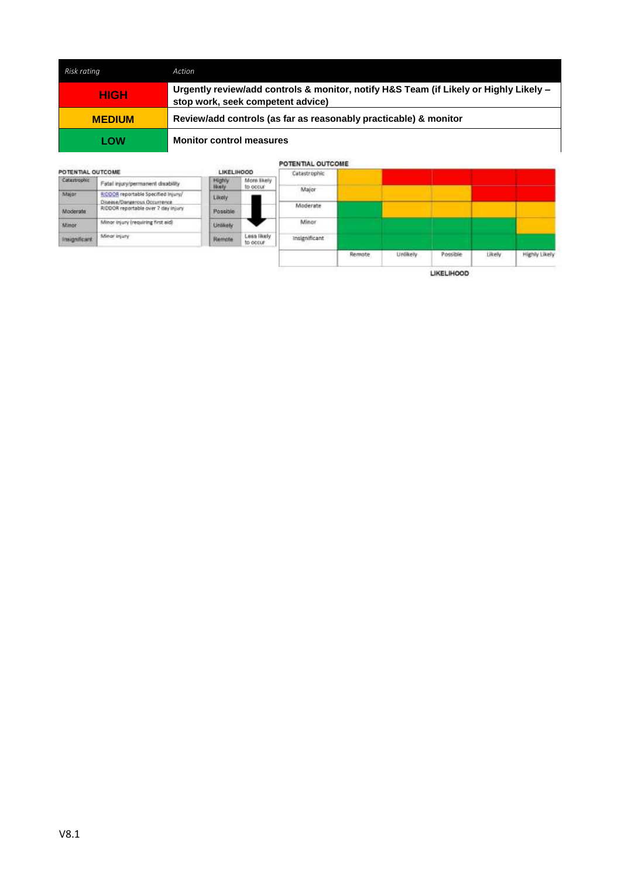| *Risk rating* | *Action* |
|---|---|
| **HIGH** | **Urgently review/add controls & monitor, notify H&S Team (if Likely or Highly Likely – stop work, seek competent advice)** |
| **MEDIUM** | **Review/add controls (as far as reasonably practicable) & monitor** |
| **LOW** | **Monitor control measures** |

POTENTIAL OUTCOME

| | |
|---|---|
| Catastrophic | Fatal injury/permanent disability |
| Major | RIDDOR reportable Specified Injury/ Disease/Dangerous Occurrence |
| Moderate | RIDDOR reportable over 7 day injury |
| Minor | Minor injury (requiring first aid) |
| Insignificant | Minor injury |

LIKELIHOOD

| | |
|---|---|
| Highly likely | More likely to occur |
| Likely | |
| Possible | |
| Unlikely | |
| Remote | Less likely to occur |

POTENTIAL OUTCOME

| | Remote | Unlikely | Possible | Likely | Highly Likely |
|---|---|---|---|---|---|
| Catastrophic | MEDIUM | HIGH | HIGH | HIGH | HIGH |
| Major | MEDIUM | MEDIUM | MEDIUM | HIGH | HIGH |
| Moderate | LOW | MEDIUM | MEDIUM | MEDIUM | MEDIUM |
| Minor | LOW | LOW | LOW | LOW | MEDIUM |
| Insignificant | LOW | LOW | LOW | LOW | LOW |

LIKELIHOOD

V8.1